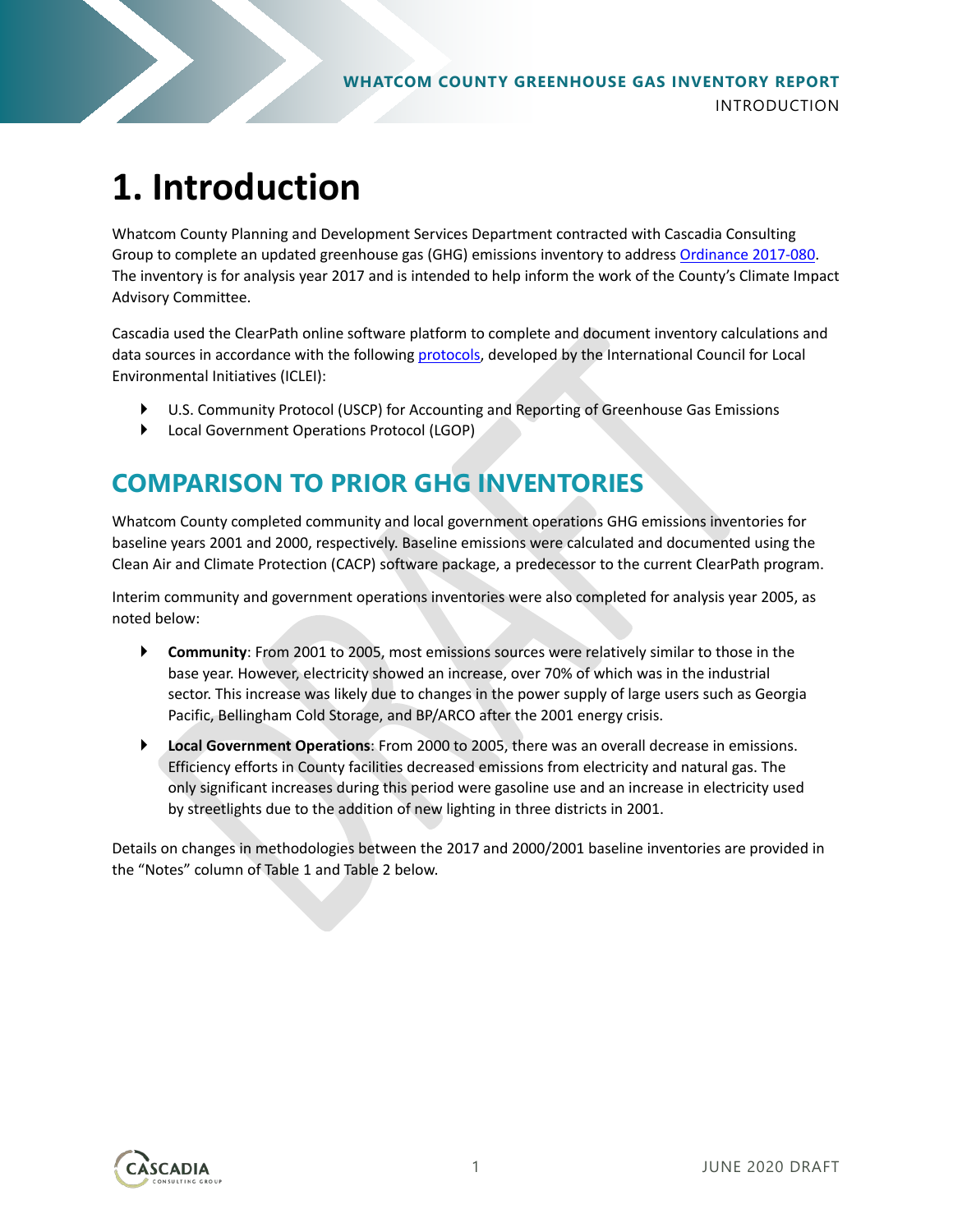# 1. Introduction

Whatcom County Planning and Development Services Department contracted with Cascadia Consulting Group to complete an updated greenhouse gas (GHG) emissions inventory to address [Ordinance 2017-080](). The inventory is for analysis year 2017 and is intended to help inform the work of the County's Climate Impact Advisory Committee.

Cascadia used the ClearPath online software platform to complete and document inventory calculations and data sources in accordance with the following [protocols](), developed by the International Council for Local Environmental Initiatives (ICLEI):

- U.S. Community Protocol (USCP) for Accounting and Reporting of Greenhouse Gas Emissions
- Local Government Operations Protocol (LGOP)

## COMPARISON TO PRIOR GHG INVENTORIES

Whatcom County completed community and local government operations GHG emissions inventories for baseline years 2001 and 2000, respectively. Baseline emissions were calculated and documented using the Clean Air and Climate Protection (CACP) software package, a predecessor to the current ClearPath program.

Interim community and government operations inventories were also completed for analysis year 2005, as noted below:

- **Community**: From 2001 to 2005, most emissions sources were relatively similar to those in the base year. However, electricity showed an increase, over 70% of which was in the industrial sector. This increase was likely due to changes in the power supply of large users such as Georgia Pacific, Bellingham Cold Storage, and BP/ARCO after the 2001 energy crisis.
- **Local Government Operations**: From 2000 to 2005, there was an overall decrease in emissions. Efficiency efforts in County facilities decreased emissions from electricity and natural gas. The only significant increases during this period were gasoline use and an increase in electricity used by streetlights due to the addition of new lighting in three districts in 2001.

Details on changes in methodologies between the 2017 and 2000/2001 baseline inventories are provided in the "Notes" column of Table 1 and Table 2 below.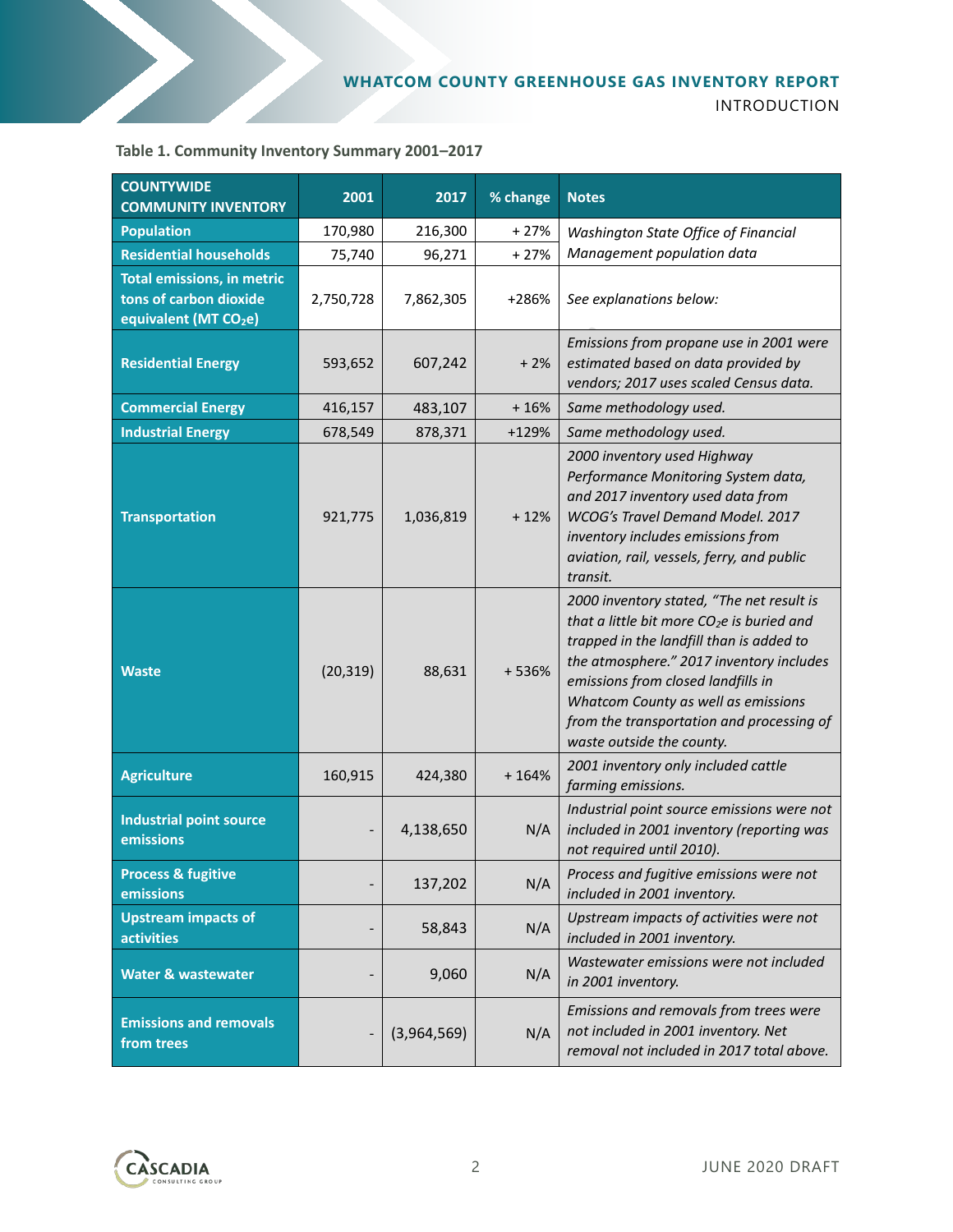**Table 1. Community Inventory Summary 2001–2017**

| COUNTYWIDE COMMUNITY INVENTORY | 2001 | 2017 | % change | Notes |
|---|---|---|---|---|
| Population | 170,980 | 216,300 | + 27% | *Washington State Office of Financial Management population data* |
| Residential households | 75,740 | 96,271 | + 27% | |
| Total emissions, in metric tons of carbon dioxide equivalent (MT $CO_2e$) | 2,750,728 | 7,862,305 | +286% | *See explanations below:* |
| Residential Energy | 593,652 | 607,242 | + 2% | *Emissions from propane use in 2001 were estimated based on data provided by vendors; 2017 uses scaled Census data.* |
| Commercial Energy | 416,157 | 483,107 | + 16% | *Same methodology used.* |
| Industrial Energy | 678,549 | 878,371 | +129% | *Same methodology used.* |
| Transportation | 921,775 | 1,036,819 | + 12% | *2000 inventory used Highway Performance Monitoring System data, and 2017 inventory used data from WCOG's Travel Demand Model. 2017 inventory includes emissions from aviation, rail, vessels, ferry, and public transit.* |
| Waste | (20,319) | 88,631 | + 536% | *2000 inventory stated, "The net result is that a little bit more $CO_2e$ is buried and trapped in the landfill than is added to the atmosphere." 2017 inventory includes emissions from closed landfills in Whatcom County as well as emissions from the transportation and processing of waste outside the county.* |
| Agriculture | 160,915 | 424,380 | + 164% | *2001 inventory only included cattle farming emissions.* |
| Industrial point source emissions | - | 4,138,650 | N/A | *Industrial point source emissions were not included in 2001 inventory (reporting was not required until 2010).* |
| Process & fugitive emissions | - | 137,202 | N/A | *Process and fugitive emissions were not included in 2001 inventory.* |
| Upstream impacts of activities | - | 58,843 | N/A | *Upstream impacts of activities were not included in 2001 inventory.* |
| Water & wastewater | - | 9,060 | N/A | *Wastewater emissions were not included in 2001 inventory.* |
| Emissions and removals from trees | - | (3,964,569) | N/A | *Emissions and removals from trees were not included in 2001 inventory. Net removal not included in 2017 total above.* |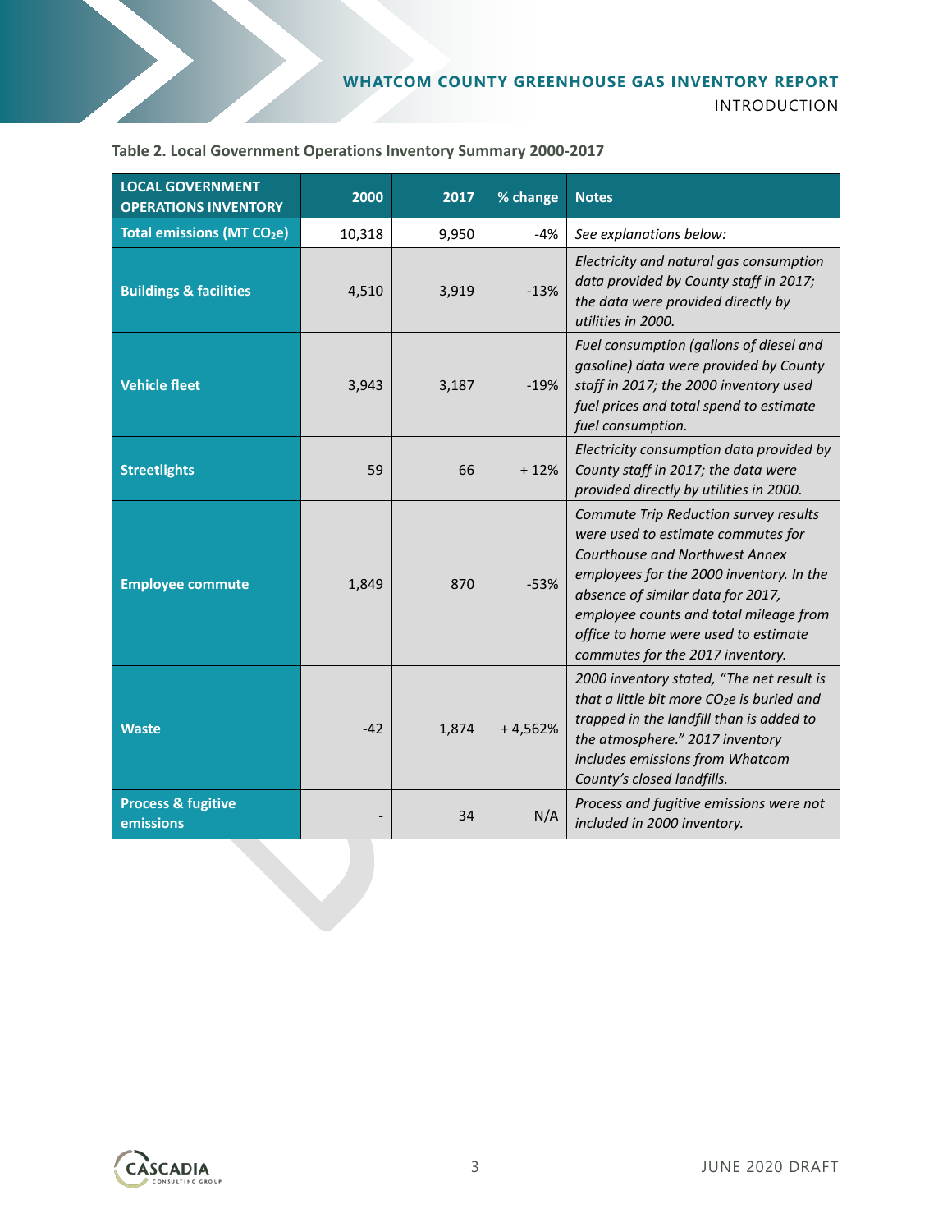**Table 2. Local Government Operations Inventory Summary 2000-2017**

| LOCAL GOVERNMENT OPERATIONS INVENTORY | 2000 | 2017 | % change | Notes |
|---|---|---|---|---|
| **Total emissions (MT $CO_2e$)** | 10,318 | 9,950 | -4% | *See explanations below:* |
| **Buildings & facilities** | 4,510 | 3,919 | -13% | *Electricity and natural gas consumption data provided by County staff in 2017; the data were provided directly by utilities in 2000.* |
| **Vehicle fleet** | 3,943 | 3,187 | -19% | *Fuel consumption (gallons of diesel and gasoline) data were provided by County staff in 2017; the 2000 inventory used fuel prices and total spend to estimate fuel consumption.* |
| **Streetlights** | 59 | 66 | + 12% | *Electricity consumption data provided by County staff in 2017; the data were provided directly by utilities in 2000.* |
| **Employee commute** | 1,849 | 870 | -53% | *Commute Trip Reduction survey results were used to estimate commutes for Courthouse and Northwest Annex employees for the 2000 inventory. In the absence of similar data for 2017, employee counts and total mileage from office to home were used to estimate commutes for the 2017 inventory.* |
| **Waste** | -42 | 1,874 | + 4,562% | *2000 inventory stated, "The net result is that a little bit more $CO_2e$ is buried and trapped in the landfill than is added to the atmosphere." 2017 inventory includes emissions from Whatcom County's closed landfills.* |
| **Process & fugitive emissions** | - | 34 | N/A | *Process and fugitive emissions were not included in 2000 inventory.* |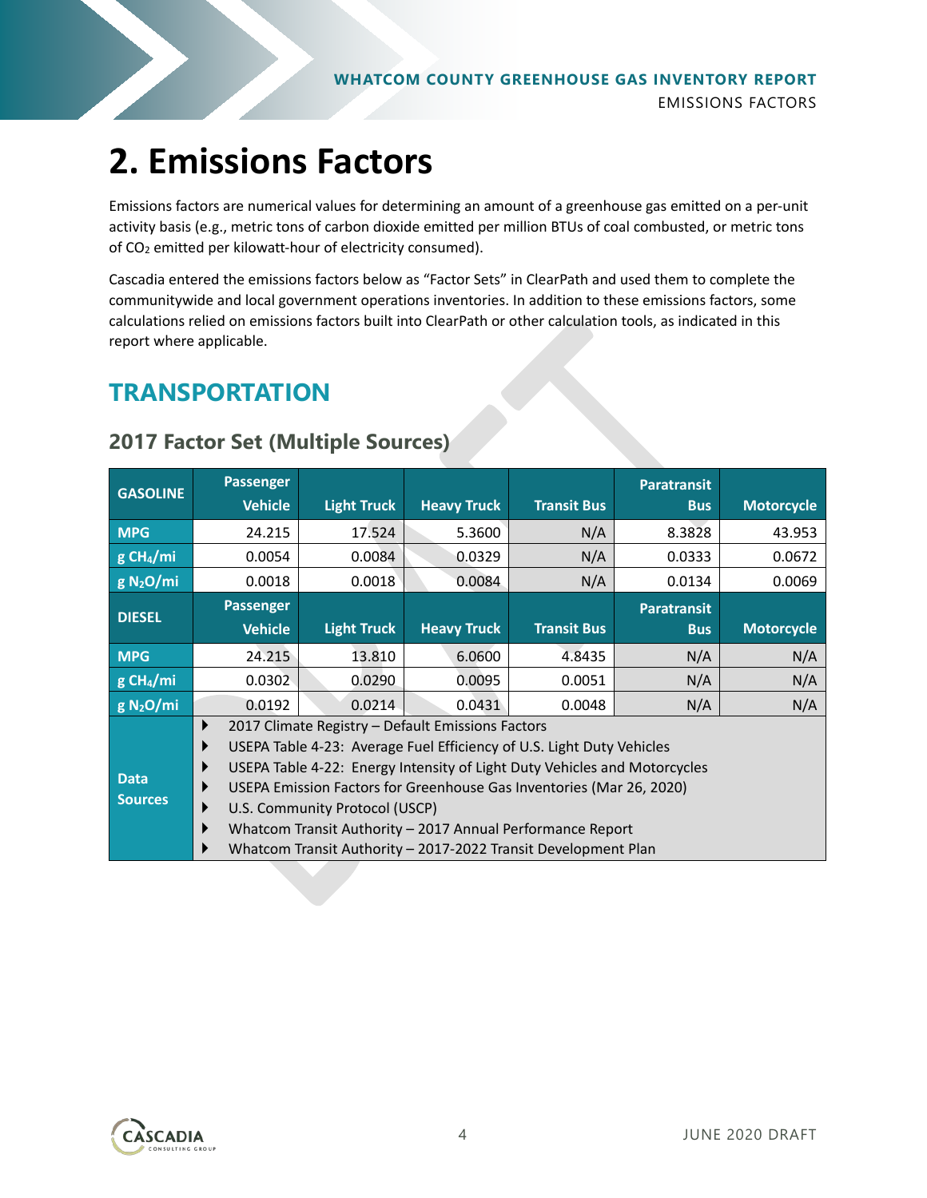# 2. Emissions Factors

Emissions factors are numerical values for determining an amount of a greenhouse gas emitted on a per-unit activity basis (e.g., metric tons of carbon dioxide emitted per million BTUs of coal combusted, or metric tons of $CO_2$ emitted per kilowatt-hour of electricity consumed).

Cascadia entered the emissions factors below as "Factor Sets" in ClearPath and used them to complete the communitywide and local government operations inventories. In addition to these emissions factors, some calculations relied on emissions factors built into ClearPath or other calculation tools, as indicated in this report where applicable.

## TRANSPORTATION

### 2017 Factor Set (Multiple Sources)

| GASOLINE | Passenger Vehicle | Light Truck | Heavy Truck | Transit Bus | Paratransit Bus | Motorcycle |
|---|---|---|---|---|---|---|
| MPG | 24.215 | 17.524 | 5.3600 | N/A | 8.3828 | 43.953 |
| g $CH_4$/mi | 0.0054 | 0.0084 | 0.0329 | N/A | 0.0333 | 0.0672 |
| g $N_2O$/mi | 0.0018 | 0.0018 | 0.0084 | N/A | 0.0134 | 0.0069 |
| **DIESEL** | **Passenger Vehicle** | **Light Truck** | **Heavy Truck** | **Transit Bus** | **Paratransit Bus** | **Motorcycle** |
| MPG | 24.215 | 13.810 | 6.0600 | 4.8435 | N/A | N/A |
| g $CH_4$/mi | 0.0302 | 0.0290 | 0.0095 | 0.0051 | N/A | N/A |
| g $N_2O$/mi | 0.0192 | 0.0214 | 0.0431 | 0.0048 | N/A | N/A |
| Data Sources | 2017 Climate Registry – Default Emissions Factors; USEPA Table 4-23: Average Fuel Efficiency of U.S. Light Duty Vehicles; USEPA Table 4-22: Energy Intensity of Light Duty Vehicles and Motorcycles; USEPA Emission Factors for Greenhouse Gas Inventories (Mar 26, 2020); U.S. Community Protocol (USCP); Whatcom Transit Authority – 2017 Annual Performance Report; Whatcom Transit Authority – 2017-2022 Transit Development Plan | | | | | |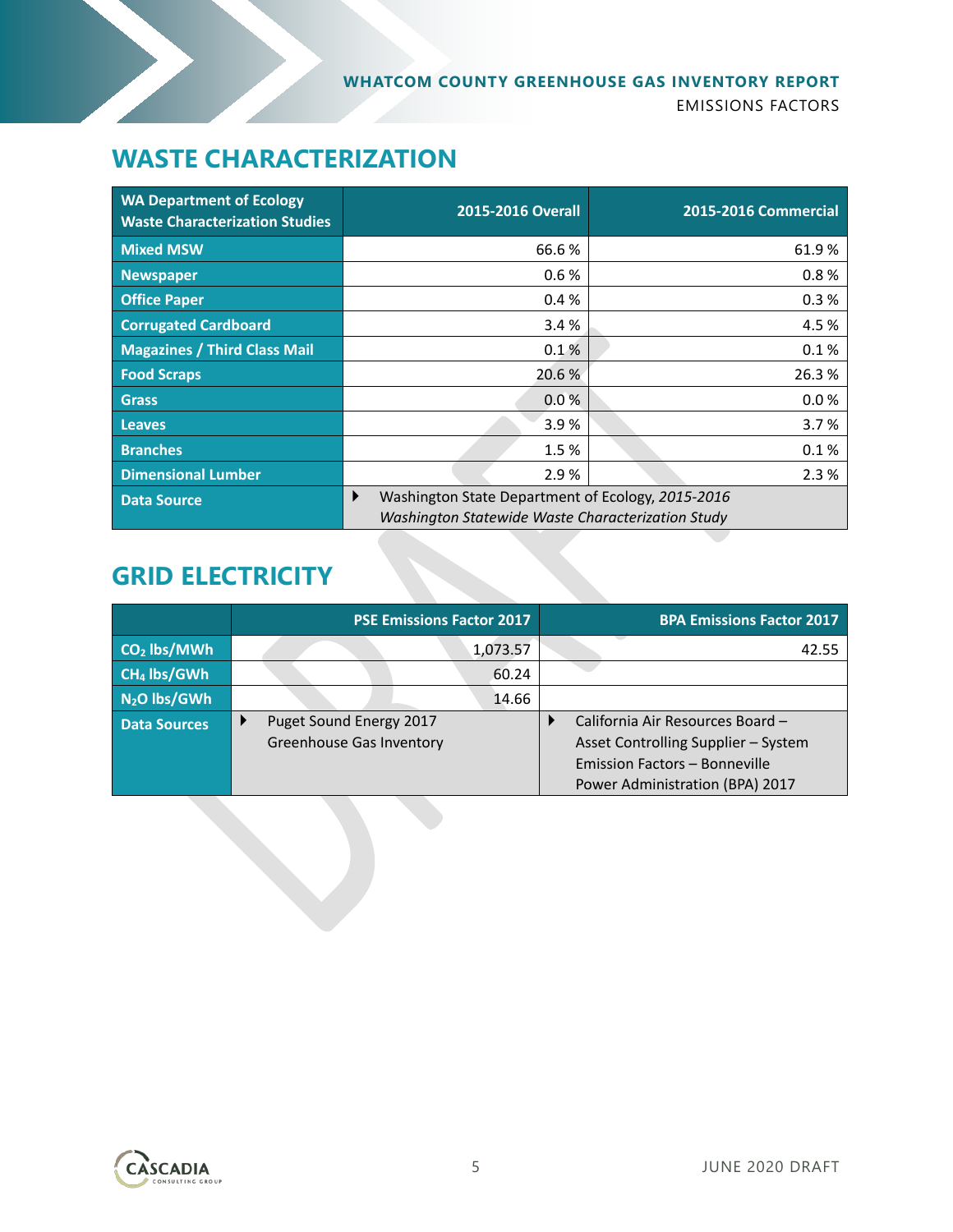## WASTE CHARACTERIZATION

| WA Department of Ecology Waste Characterization Studies | 2015-2016 Overall | 2015-2016 Commercial |
|---|---|---|
| **Mixed MSW** | 66.6 % | 61.9 % |
| **Newspaper** | 0.6 % | 0.8 % |
| **Office Paper** | 0.4 % | 0.3 % |
| **Corrugated Cardboard** | 3.4 % | 4.5 % |
| **Magazines / Third Class Mail** | 0.1 % | 0.1 % |
| **Food Scraps** | 20.6 % | 26.3 % |
| **Grass** | 0.0 % | 0.0 % |
| **Leaves** | 3.9 % | 3.7 % |
| **Branches** | 1.5 % | 0.1 % |
| **Dimensional Lumber** | 2.9 % | 2.3 % |
| **Data Source** | Washington State Department of Ecology, *2015-2016 Washington Statewide Waste Characterization Study* | |

## GRID ELECTRICITY

| | PSE Emissions Factor 2017 | BPA Emissions Factor 2017 |
|---|---|---|
| **$CO_2$ lbs/MWh** | 1,073.57 | 42.55 |
| **$CH_4$ lbs/GWh** | 60.24 | |
| **$N_2O$ lbs/GWh** | 14.66 | |
| **Data Sources** | Puget Sound Energy 2017 Greenhouse Gas Inventory | California Air Resources Board – Asset Controlling Supplier – System Emission Factors – Bonneville Power Administration (BPA) 2017 |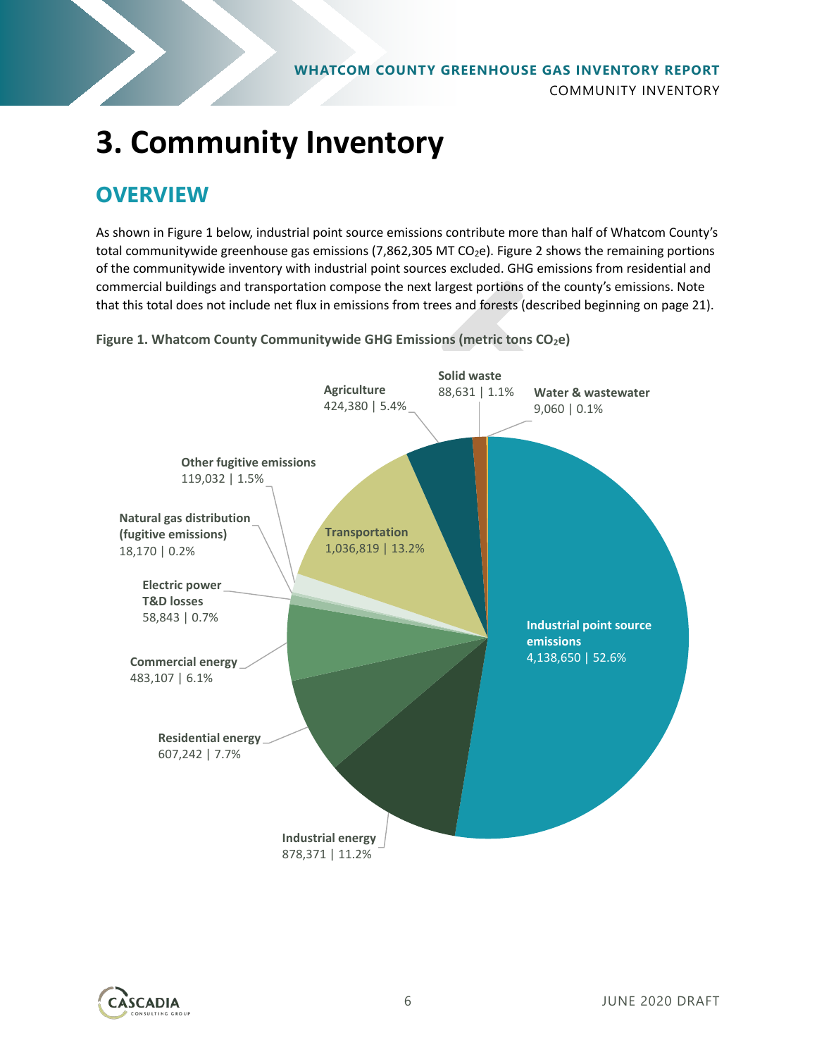# 3. Community Inventory

## OVERVIEW

As shown in Figure 1 below, industrial point source emissions contribute more than half of Whatcom County's total communitywide greenhouse gas emissions (7,862,305 MT $CO_2e$). Figure 2 shows the remaining portions of the communitywide inventory with industrial point sources excluded. GHG emissions from residential and commercial buildings and transportation compose the next largest portions of the county's emissions. Note that this total does not include net flux in emissions from trees and forests (described beginning on page 21).

**Figure 1. Whatcom County Communitywide GHG Emissions (metric tons $CO_2e$)**

| Sector | Emissions (MT $CO_2e$) | Share |
|---|---|---|
| Industrial point source emissions | 4,138,650 | 52.6% |
| Transportation | 1,036,819 | 13.2% |
| Industrial energy | 878,371 | 11.2% |
| Residential energy | 607,242 | 7.7% |
| Commercial energy | 483,107 | 6.1% |
| Agriculture | 424,380 | 5.4% |
| Other fugitive emissions | 119,032 | 1.5% |
| Solid waste | 88,631 | 1.1% |
| Electric power T&D losses | 58,843 | 0.7% |
| Natural gas distribution (fugitive emissions) | 18,170 | 0.2% |
| Water & wastewater | 9,060 | 0.1% |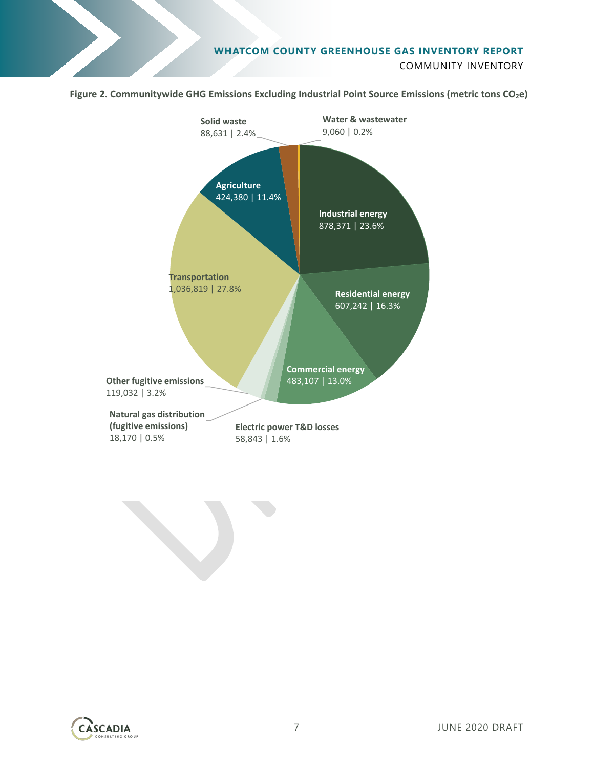**Figure 2. Communitywide GHG Emissions Excluding Industrial Point Source Emissions (metric tons $CO_2e$)**

| Sector | Emissions (metric tons $CO_2e$) | Percent |
| --- | --- | --- |
| Transportation | 1,036,819 | 27.8% |
| Industrial energy | 878,371 | 23.6% |
| Residential energy | 607,242 | 16.3% |
| Commercial energy | 483,107 | 13.0% |
| Agriculture | 424,380 | 11.4% |
| Other fugitive emissions | 119,032 | 3.2% |
| Solid waste | 88,631 | 2.4% |
| Electric power T&D losses | 58,843 | 1.6% |
| Natural gas distribution (fugitive emissions) | 18,170 | 0.5% |
| Water & wastewater | 9,060 | 0.2% |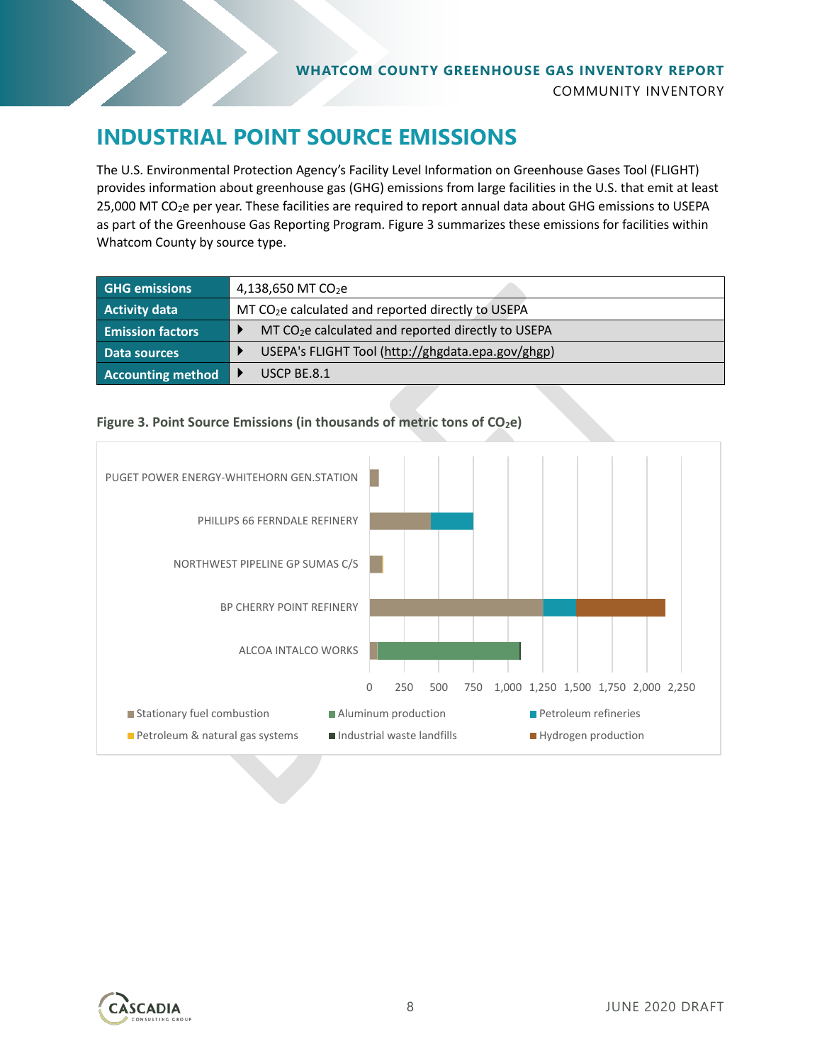# INDUSTRIAL POINT SOURCE EMISSIONS

The U.S. Environmental Protection Agency's Facility Level Information on Greenhouse Gases Tool (FLIGHT) provides information about greenhouse gas (GHG) emissions from large facilities in the U.S. that emit at least 25,000 MT $CO_2$e per year. These facilities are required to report annual data about GHG emissions to USEPA as part of the Greenhouse Gas Reporting Program. Figure 3 summarizes these emissions for facilities within Whatcom County by source type.

| GHG emissions | 4,138,650 MT $CO_2$e |
|---|---|
| Activity data | MT $CO_2$e calculated and reported directly to USEPA |
| Emission factors | ▸ MT $CO_2$e calculated and reported directly to USEPA |
| Data sources | ▸ USEPA's FLIGHT Tool (http://ghgdata.epa.gov/ghgp) |
| Accounting method | ▸ USCP BE.8.1 |

**Figure 3. Point Source Emissions (in thousands of metric tons of $CO_2$e)**

| Facility | Approximate emissions by source type (thousands of MT $CO_2$e, read from chart) |
|---|---|
| PUGET POWER ENERGY-WHITEHORN GEN.STATION | Stationary fuel combustion ~65 |
| PHILLIPS 66 FERNDALE REFINERY | Stationary fuel combustion ~440; Petroleum refineries ~310 |
| NORTHWEST PIPELINE GP SUMAS C/S | Stationary fuel combustion ~90; Petroleum & natural gas systems ~5 |
| BP CHERRY POINT REFINERY | Stationary fuel combustion ~1,250; Petroleum refineries ~240; Hydrogen production ~640 |
| ALCOA INTALCO WORKS | Stationary fuel combustion ~55; Aluminum production ~1,030; Industrial waste landfills ~5 |

Axis: 0, 250, 500, 750, 1,000, 1,250, 1,500, 1,750, 2,000, 2,250

Legend: Stationary fuel combustion; Aluminum production; Petroleum refineries; Petroleum & natural gas systems; Industrial waste landfills; Hydrogen production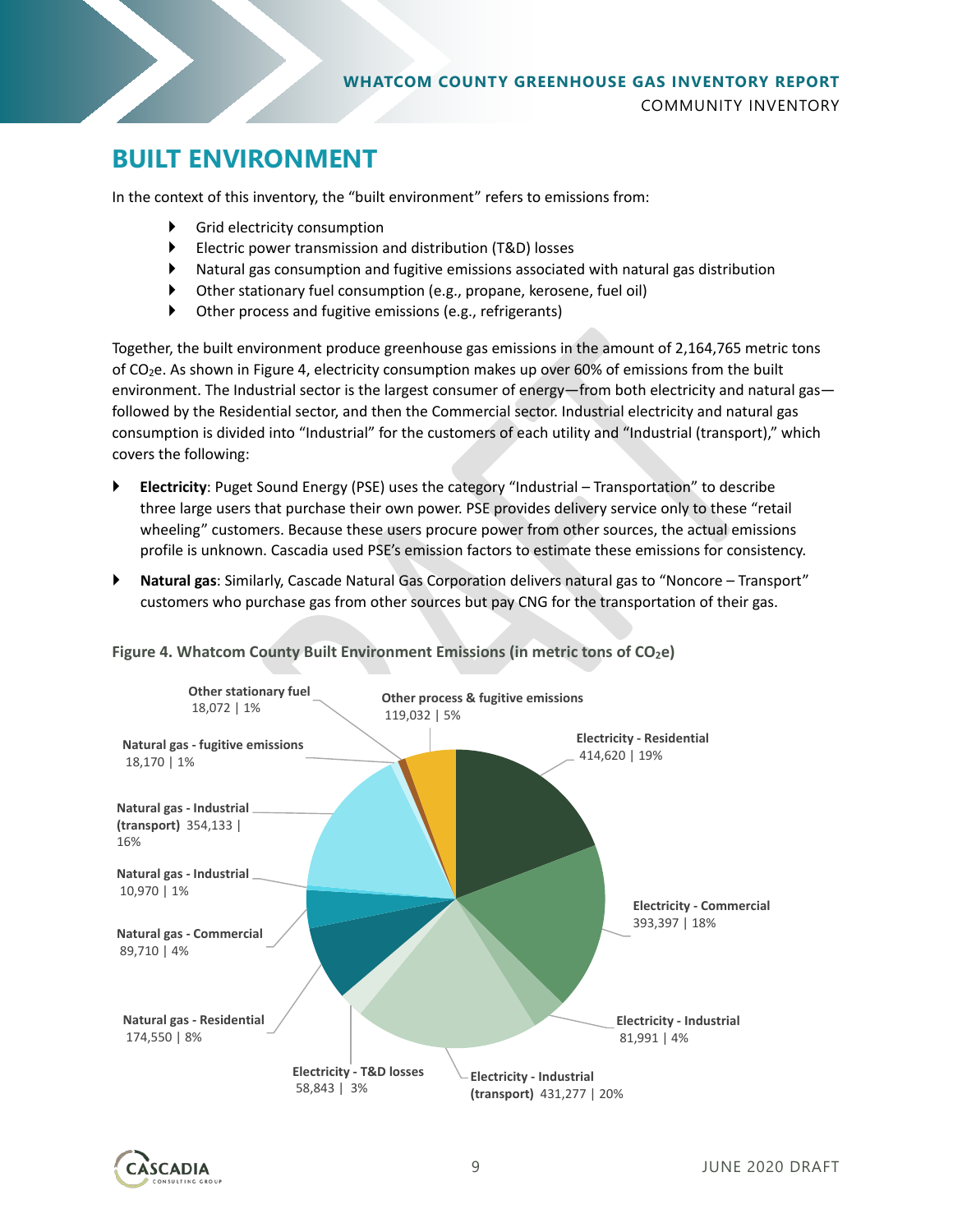## BUILT ENVIRONMENT

In the context of this inventory, the "built environment" refers to emissions from:

- Grid electricity consumption
- Electric power transmission and distribution (T&D) losses
- Natural gas consumption and fugitive emissions associated with natural gas distribution
- Other stationary fuel consumption (e.g., propane, kerosene, fuel oil)
- Other process and fugitive emissions (e.g., refrigerants)

Together, the built environment produce greenhouse gas emissions in the amount of 2,164,765 metric tons of $CO_2e$. As shown in Figure 4, electricity consumption makes up over 60% of emissions from the built environment. The Industrial sector is the largest consumer of energy—from both electricity and natural gas—followed by the Residential sector, and then the Commercial sector. Industrial electricity and natural gas consumption is divided into "Industrial" for the customers of each utility and "Industrial (transport)," which covers the following:

- **Electricity**: Puget Sound Energy (PSE) uses the category "Industrial – Transportation" to describe three large users that purchase their own power. PSE provides delivery service only to these "retail wheeling" customers. Because these users procure power from other sources, the actual emissions profile is unknown. Cascadia used PSE's emission factors to estimate these emissions for consistency.
- **Natural gas**: Similarly, Cascade Natural Gas Corporation delivers natural gas to "Noncore – Transport" customers who purchase gas from other sources but pay CNG for the transportation of their gas.

**Figure 4. Whatcom County Built Environment Emissions (in metric tons of $CO_2e$)**

| Category | Metric tons $CO_2e$ | Share |
|---|---|---|
| Electricity - Residential | 414,620 | 19% |
| Electricity - Commercial | 393,397 | 18% |
| Electricity - Industrial | 81,991 | 4% |
| Electricity - Industrial (transport) | 431,277 | 20% |
| Electricity - T&D losses | 58,843 | 3% |
| Natural gas - Residential | 174,550 | 8% |
| Natural gas - Commercial | 89,710 | 4% |
| Natural gas - Industrial | 10,970 | 1% |
| Natural gas - Industrial (transport) | 354,133 | 16% |
| Natural gas - fugitive emissions | 18,170 | 1% |
| Other stationary fuel | 18,072 | 1% |
| Other process & fugitive emissions | 119,032 | 5% |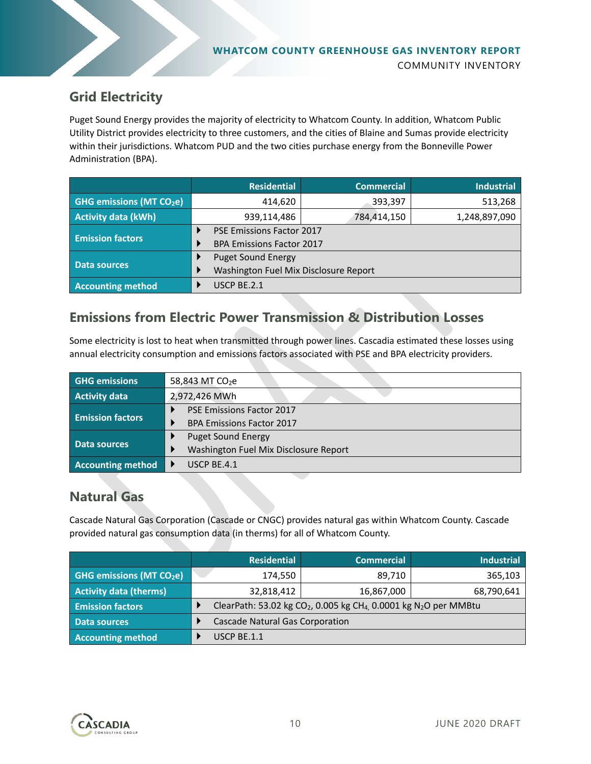## Grid Electricity

Puget Sound Energy provides the majority of electricity to Whatcom County. In addition, Whatcom Public Utility District provides electricity to three customers, and the cities of Blaine and Sumas provide electricity within their jurisdictions. Whatcom PUD and the two cities purchase energy from the Bonneville Power Administration (BPA).

| | Residential | Commercial | Industrial |
|---|---|---|---|
| **GHG emissions (MT $CO_2e$)** | 414,620 | 393,397 | 513,268 |
| **Activity data (kWh)** | 939,114,486 | 784,414,150 | 1,248,897,090 |
| **Emission factors** | PSE Emissions Factor 2017<br>BPA Emissions Factor 2017 | | |
| **Data sources** | Puget Sound Energy<br>Washington Fuel Mix Disclosure Report | | |
| **Accounting method** | USCP BE.2.1 | | |

## Emissions from Electric Power Transmission & Distribution Losses

Some electricity is lost to heat when transmitted through power lines. Cascadia estimated these losses using annual electricity consumption and emissions factors associated with PSE and BPA electricity providers.

| | |
|---|---|
| **GHG emissions** | 58,843 MT $CO_2e$ |
| **Activity data** | 2,972,426 MWh |
| **Emission factors** | PSE Emissions Factor 2017<br>BPA Emissions Factor 2017 |
| **Data sources** | Puget Sound Energy<br>Washington Fuel Mix Disclosure Report |
| **Accounting method** | USCP BE.4.1 |

## Natural Gas

Cascade Natural Gas Corporation (Cascade or CNGC) provides natural gas within Whatcom County. Cascade provided natural gas consumption data (in therms) for all of Whatcom County.

| | Residential | Commercial | Industrial |
|---|---|---|---|
| **GHG emissions (MT $CO_2e$)** | 174,550 | 89,710 | 365,103 |
| **Activity data (therms)** | 32,818,412 | 16,867,000 | 68,790,641 |
| **Emission factors** | ClearPath: 53.02 kg $CO_2$, 0.005 kg $CH_4$, 0.0001 kg $N_2O$ per MMBtu | | |
| **Data sources** | Cascade Natural Gas Corporation | | |
| **Accounting method** | USCP BE.1.1 | | |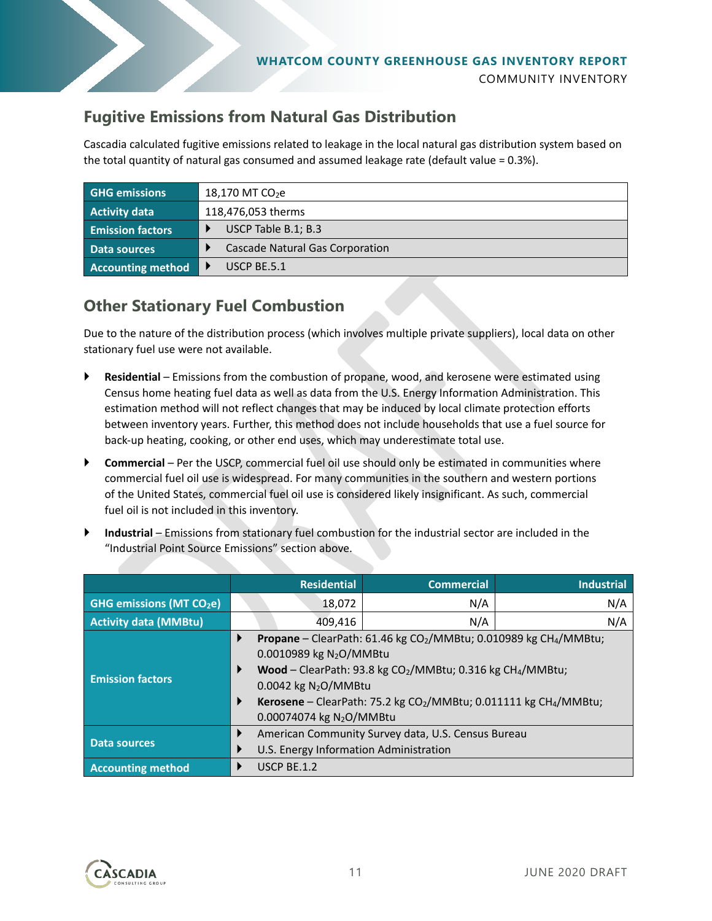## Fugitive Emissions from Natural Gas Distribution

Cascadia calculated fugitive emissions related to leakage in the local natural gas distribution system based on the total quantity of natural gas consumed and assumed leakage rate (default value = 0.3%).

| | |
|---|---|
| **GHG emissions** | 18,170 MT $CO_2e$ |
| **Activity data** | 118,476,053 therms |
| **Emission factors** | USCP Table B.1; B.3 |
| **Data sources** | Cascade Natural Gas Corporation |
| **Accounting method** | USCP BE.5.1 |

## Other Stationary Fuel Combustion

Due to the nature of the distribution process (which involves multiple private suppliers), local data on other stationary fuel use were not available.

- **Residential** – Emissions from the combustion of propane, wood, and kerosene were estimated using Census home heating fuel data as well as data from the U.S. Energy Information Administration. This estimation method will not reflect changes that may be induced by local climate protection efforts between inventory years. Further, this method does not include households that use a fuel source for back-up heating, cooking, or other end uses, which may underestimate total use.
- **Commercial** – Per the USCP, commercial fuel oil use should only be estimated in communities where commercial fuel oil use is widespread. For many communities in the southern and western portions of the United States, commercial fuel oil use is considered likely insignificant. As such, commercial fuel oil is not included in this inventory.
- **Industrial** – Emissions from stationary fuel combustion for the industrial sector are included in the "Industrial Point Source Emissions" section above.

| | Residential | Commercial | Industrial |
|---|---|---|---|
| **GHG emissions (MT $CO_2e$)** | 18,072 | N/A | N/A |
| **Activity data (MMBtu)** | 409,416 | N/A | N/A |
| **Emission factors** | **Propane** – ClearPath: 61.46 kg $CO_2$/MMBtu; 0.010989 kg $CH_4$/MMBtu; 0.0010989 kg $N_2O$/MMBtu<br>**Wood** – ClearPath: 93.8 kg $CO_2$/MMBtu; 0.316 kg $CH_4$/MMBtu; 0.0042 kg $N_2O$/MMBtu<br>**Kerosene** – ClearPath: 75.2 kg $CO_2$/MMBtu; 0.011111 kg $CH_4$/MMBtu; 0.00074074 kg $N_2O$/MMBtu | | |
| **Data sources** | American Community Survey data, U.S. Census Bureau<br>U.S. Energy Information Administration | | |
| **Accounting method** | USCP BE.1.2 | | |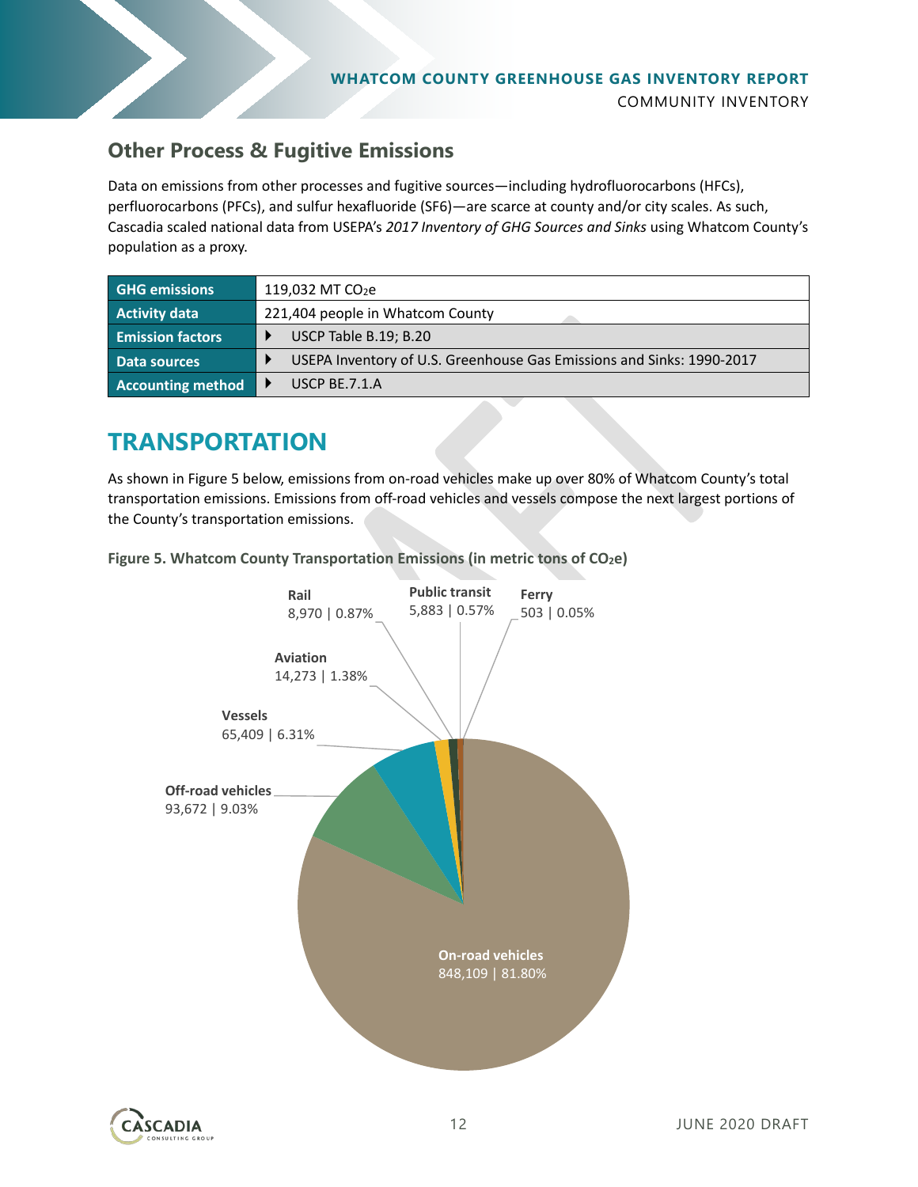## Other Process & Fugitive Emissions

Data on emissions from other processes and fugitive sources—including hydrofluorocarbons (HFCs), perfluorocarbons (PFCs), and sulfur hexafluoride (SF6)—are scarce at county and/or city scales. As such, Cascadia scaled national data from USEPA's *2017 Inventory of GHG Sources and Sinks* using Whatcom County's population as a proxy.

| | |
|---|---|
| **GHG emissions** | 119,032 MT $CO_2e$ |
| **Activity data** | 221,404 people in Whatcom County |
| **Emission factors** | USCP Table B.19; B.20 |
| **Data sources** | USEPA Inventory of U.S. Greenhouse Gas Emissions and Sinks: 1990-2017 |
| **Accounting method** | USCP BE.7.1.A |

# TRANSPORTATION

As shown in Figure 5 below, emissions from on-road vehicles make up over 80% of Whatcom County's total transportation emissions. Emissions from off-road vehicles and vessels compose the next largest portions of the County's transportation emissions.

**Figure 5. Whatcom County Transportation Emissions (in metric tons of $CO_2e$)**

| Category | Emissions (MT $CO_2e$) | Share |
|---|---|---|
| On-road vehicles | 848,109 | 81.80% |
| Off-road vehicles | 93,672 | 9.03% |
| Vessels | 65,409 | 6.31% |
| Aviation | 14,273 | 1.38% |
| Rail | 8,970 | 0.87% |
| Public transit | 5,883 | 0.57% |
| Ferry | 503 | 0.05% |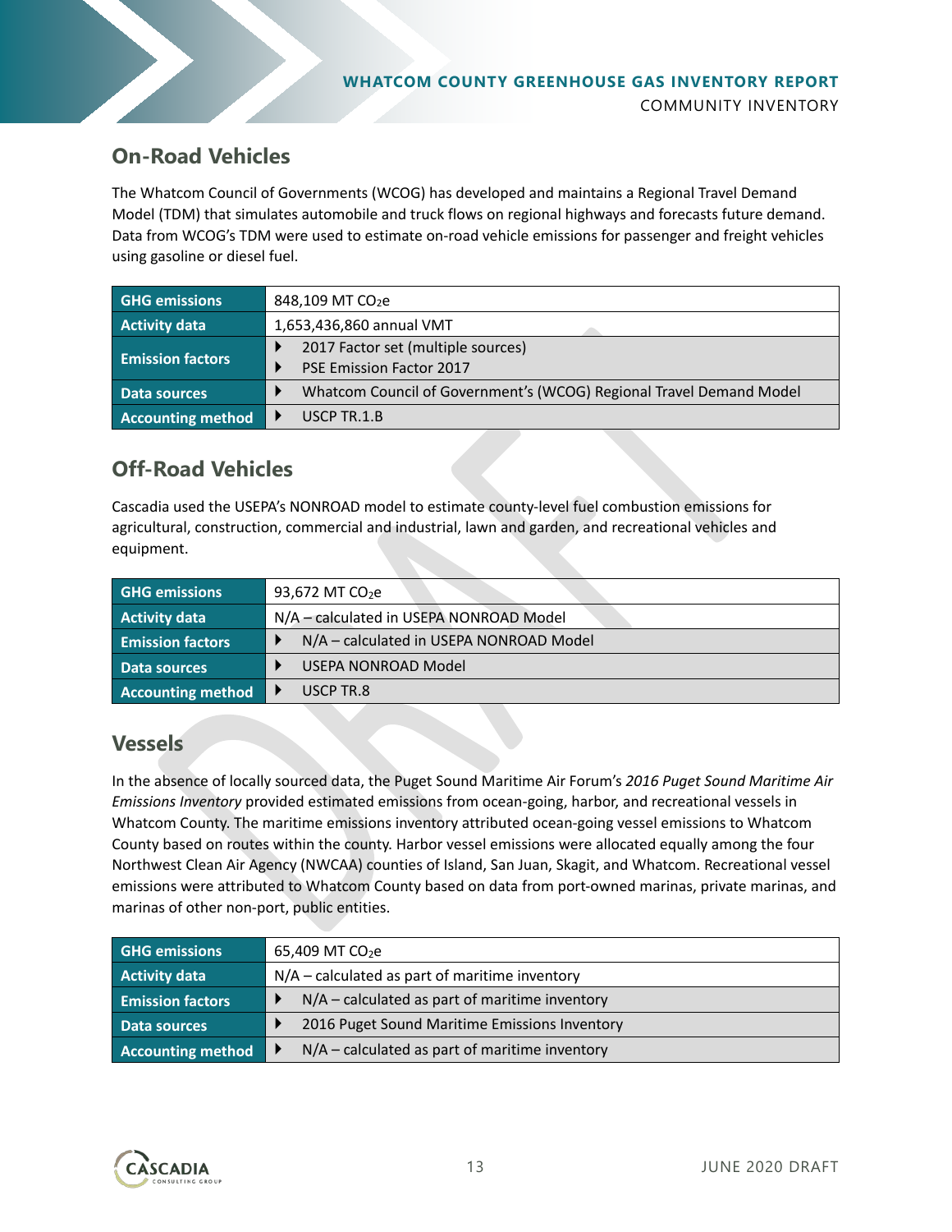## On-Road Vehicles

The Whatcom Council of Governments (WCOG) has developed and maintains a Regional Travel Demand Model (TDM) that simulates automobile and truck flows on regional highways and forecasts future demand. Data from WCOG's TDM were used to estimate on-road vehicle emissions for passenger and freight vehicles using gasoline or diesel fuel.

| | |
|---|---|
| **GHG emissions** | 848,109 MT $CO_2e$ |
| **Activity data** | 1,653,436,860 annual VMT |
| **Emission factors** | ‣ 2017 Factor set (multiple sources)<br>‣ PSE Emission Factor 2017 |
| **Data sources** | ‣ Whatcom Council of Government's (WCOG) Regional Travel Demand Model |
| **Accounting method** | ‣ USCP TR.1.B |

## Off-Road Vehicles

Cascadia used the USEPA's NONROAD model to estimate county-level fuel combustion emissions for agricultural, construction, commercial and industrial, lawn and garden, and recreational vehicles and equipment.

| | |
|---|---|
| **GHG emissions** | 93,672 MT $CO_2e$ |
| **Activity data** | N/A – calculated in USEPA NONROAD Model |
| **Emission factors** | ‣ N/A – calculated in USEPA NONROAD Model |
| **Data sources** | ‣ USEPA NONROAD Model |
| **Accounting method** | ‣ USCP TR.8 |

## Vessels

In the absence of locally sourced data, the Puget Sound Maritime Air Forum's *2016 Puget Sound Maritime Air Emissions Inventory* provided estimated emissions from ocean-going, harbor, and recreational vessels in Whatcom County. The maritime emissions inventory attributed ocean-going vessel emissions to Whatcom County based on routes within the county. Harbor vessel emissions were allocated equally among the four Northwest Clean Air Agency (NWCAA) counties of Island, San Juan, Skagit, and Whatcom. Recreational vessel emissions were attributed to Whatcom County based on data from port-owned marinas, private marinas, and marinas of other non-port, public entities.

| | |
|---|---|
| **GHG emissions** | 65,409 MT $CO_2e$ |
| **Activity data** | N/A – calculated as part of maritime inventory |
| **Emission factors** | ‣ N/A – calculated as part of maritime inventory |
| **Data sources** | ‣ 2016 Puget Sound Maritime Emissions Inventory |
| **Accounting method** | ‣ N/A – calculated as part of maritime inventory |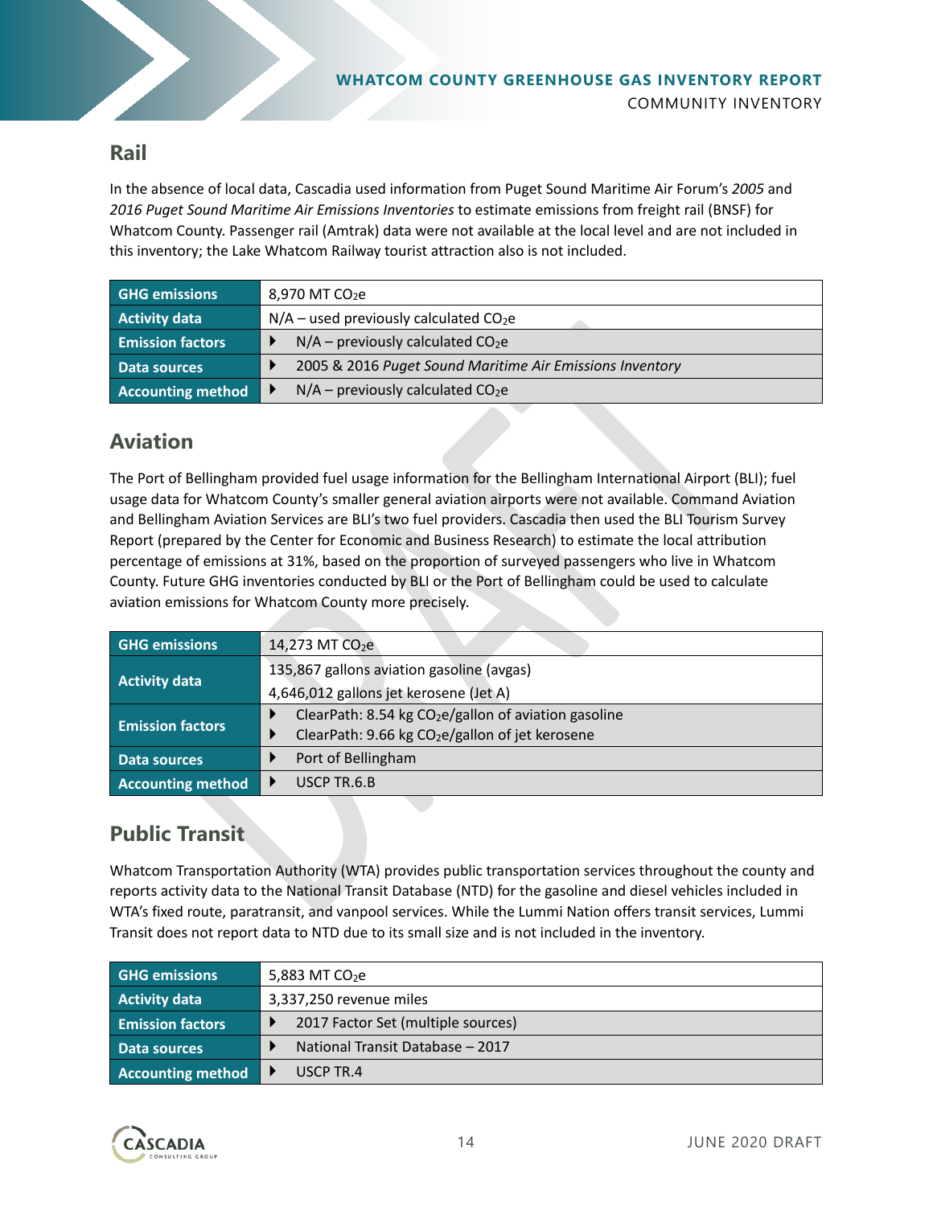## Rail

In the absence of local data, Cascadia used information from Puget Sound Maritime Air Forum's *2005* and *2016 Puget Sound Maritime Air Emissions Inventories* to estimate emissions from freight rail (BNSF) for Whatcom County. Passenger rail (Amtrak) data were not available at the local level and are not included in this inventory; the Lake Whatcom Railway tourist attraction also is not included.

| | |
|---|---|
| **GHG emissions** | 8,970 MT $CO_2$e |
| **Activity data** | N/A – used previously calculated $CO_2$e |
| **Emission factors** | N/A – previously calculated $CO_2$e |
| **Data sources** | 2005 & 2016 *Puget Sound Maritime Air Emissions Inventory* |
| **Accounting method** | N/A – previously calculated $CO_2$e |

## Aviation

The Port of Bellingham provided fuel usage information for the Bellingham International Airport (BLI); fuel usage data for Whatcom County's smaller general aviation airports were not available. Command Aviation and Bellingham Aviation Services are BLI's two fuel providers. Cascadia then used the BLI Tourism Survey Report (prepared by the Center for Economic and Business Research) to estimate the local attribution percentage of emissions at 31%, based on the proportion of surveyed passengers who live in Whatcom County. Future GHG inventories conducted by BLI or the Port of Bellingham could be used to calculate aviation emissions for Whatcom County more precisely.

| | |
|---|---|
| **GHG emissions** | 14,273 MT $CO_2$e |
| **Activity data** | 135,867 gallons aviation gasoline (avgas)<br>4,646,012 gallons jet kerosene (Jet A) |
| **Emission factors** | ClearPath: 8.54 kg $CO_2$e/gallon of aviation gasoline<br>ClearPath: 9.66 kg $CO_2$e/gallon of jet kerosene |
| **Data sources** | Port of Bellingham |
| **Accounting method** | USCP TR.6.B |

## Public Transit

Whatcom Transportation Authority (WTA) provides public transportation services throughout the county and reports activity data to the National Transit Database (NTD) for the gasoline and diesel vehicles included in WTA's fixed route, paratransit, and vanpool services. While the Lummi Nation offers transit services, Lummi Transit does not report data to NTD due to its small size and is not included in the inventory.

| | |
|---|---|
| **GHG emissions** | 5,883 MT $CO_2$e |
| **Activity data** | 3,337,250 revenue miles |
| **Emission factors** | 2017 Factor Set (multiple sources) |
| **Data sources** | National Transit Database – 2017 |
| **Accounting method** | USCP TR.4 |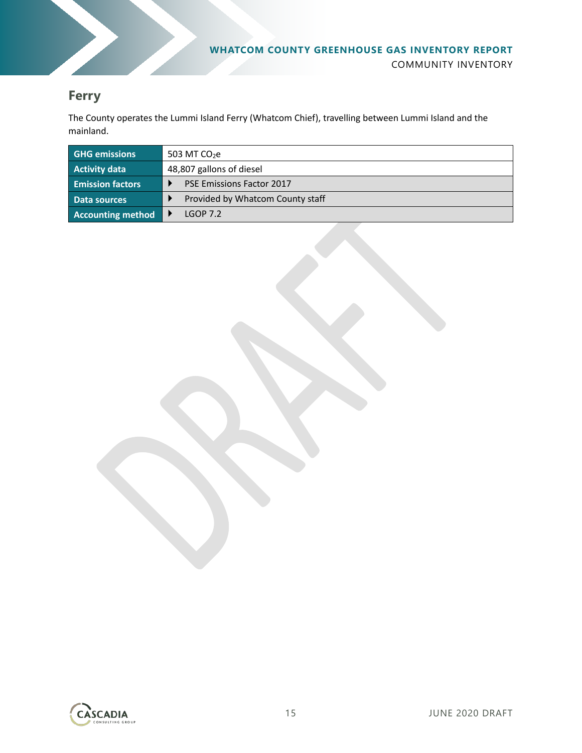## Ferry

The County operates the Lummi Island Ferry (Whatcom Chief), travelling between Lummi Island and the mainland.

| | |
|---|---|
| **GHG emissions** | 503 MT $CO_2e$ |
| **Activity data** | 48,807 gallons of diesel |
| **Emission factors** | ▸ PSE Emissions Factor 2017 |
| **Data sources** | ▸ Provided by Whatcom County staff |
| **Accounting method** | ▸ LGOP 7.2 |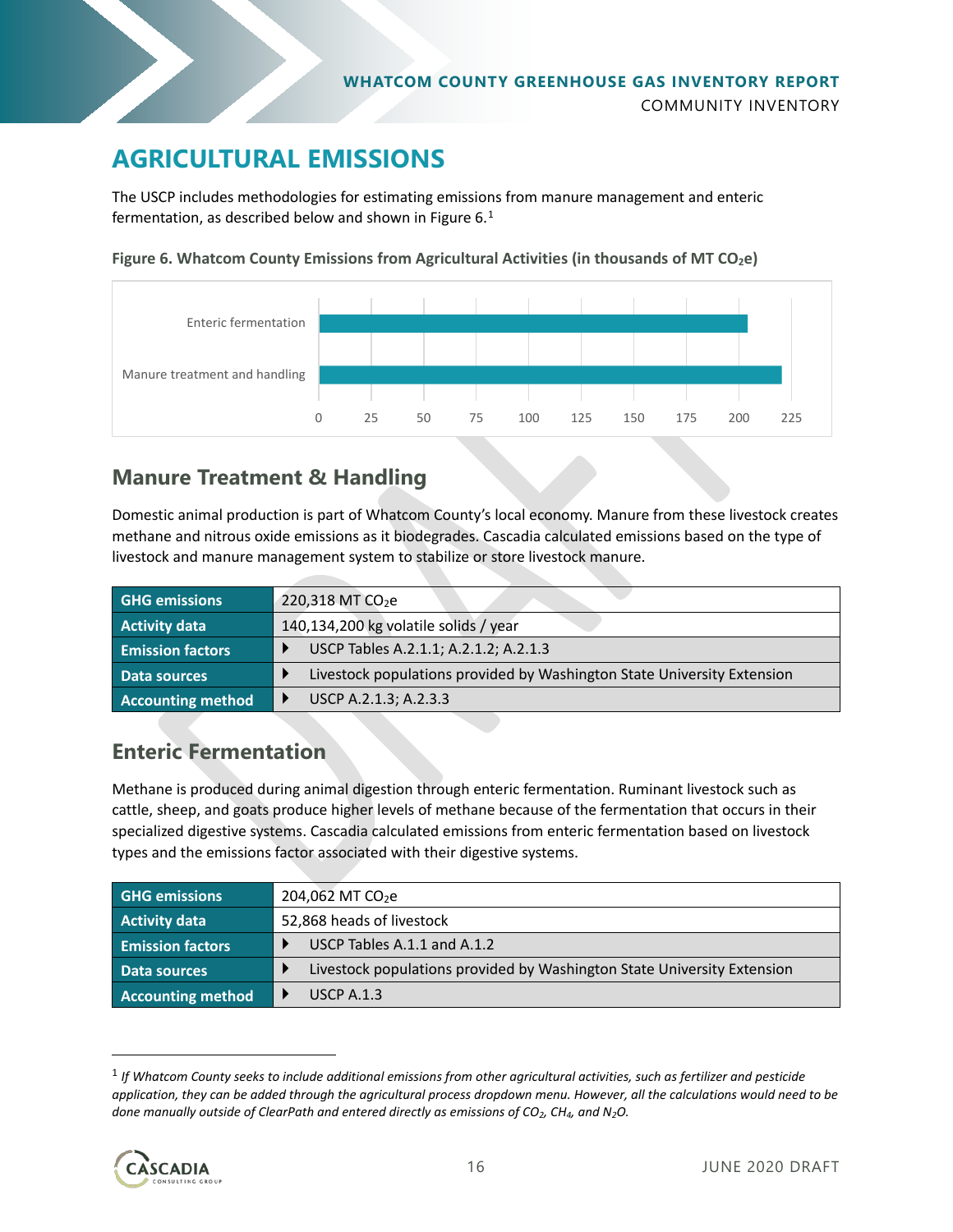# AGRICULTURAL EMISSIONS

The USCP includes methodologies for estimating emissions from manure management and enteric fermentation, as described below and shown in Figure 6.[1]

**Figure 6. Whatcom County Emissions from Agricultural Activities (in thousands of MT $CO_2$e)**

| Category | Emissions (thousands of MT $CO_2$e) |
|---|---|
| Enteric fermentation | 204 |
| Manure treatment and handling | 220 |

## Manure Treatment & Handling

Domestic animal production is part of Whatcom County's local economy. Manure from these livestock creates methane and nitrous oxide emissions as it biodegrades. Cascadia calculated emissions based on the type of livestock and manure management system to stabilize or store livestock manure.

| | |
|---|---|
| **GHG emissions** | 220,318 MT $CO_2$e |
| **Activity data** | 140,134,200 kg volatile solids / year |
| **Emission factors** | USCP Tables A.2.1.1; A.2.1.2; A.2.1.3 |
| **Data sources** | Livestock populations provided by Washington State University Extension |
| **Accounting method** | USCP A.2.1.3; A.2.3.3 |

## Enteric Fermentation

Methane is produced during animal digestion through enteric fermentation. Ruminant livestock such as cattle, sheep, and goats produce higher levels of methane because of the fermentation that occurs in their specialized digestive systems. Cascadia calculated emissions from enteric fermentation based on livestock types and the emissions factor associated with their digestive systems.

| | |
|---|---|
| **GHG emissions** | 204,062 MT $CO_2$e |
| **Activity data** | 52,868 heads of livestock |
| **Emission factors** | USCP Tables A.1.1 and A.1.2 |
| **Data sources** | Livestock populations provided by Washington State University Extension |
| **Accounting method** | USCP A.1.3 |

[1] *If Whatcom County seeks to include additional emissions from other agricultural activities, such as fertilizer and pesticide application, they can be added through the agricultural process dropdown menu. However, all the calculations would need to be done manually outside of ClearPath and entered directly as emissions of $CO_2$, $CH_4$, and $N_2O$.*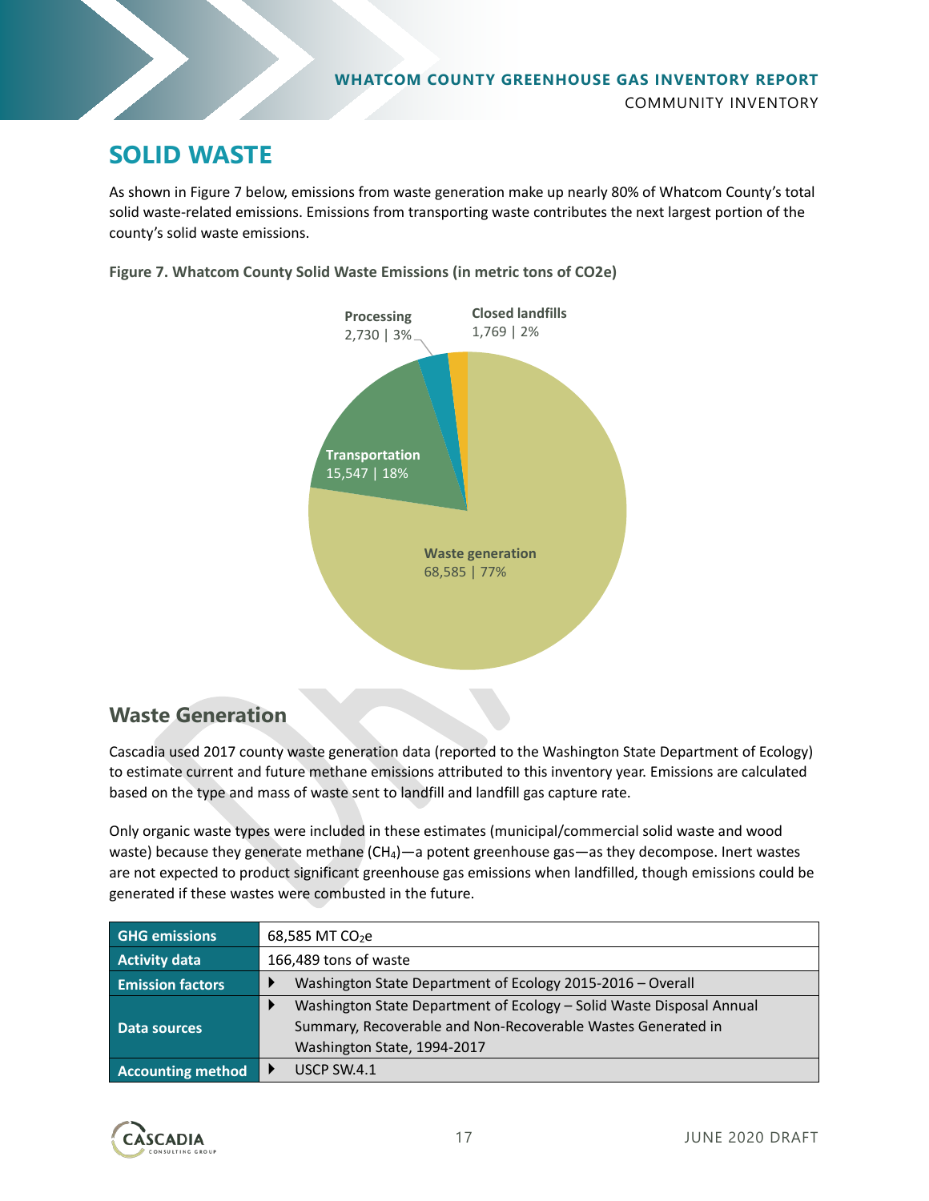## SOLID WASTE

As shown in Figure 7 below, emissions from waste generation make up nearly 80% of Whatcom County's total solid waste-related emissions. Emissions from transporting waste contributes the next largest portion of the county's solid waste emissions.

**Figure 7. Whatcom County Solid Waste Emissions (in metric tons of CO2e)**

| Category | Emissions | Share |
|---|---|---|
| Waste generation | 68,585 | 77% |
| Transportation | 15,547 | 18% |
| Processing | 2,730 | 3% |
| Closed landfills | 1,769 | 2% |

### Waste Generation

Cascadia used 2017 county waste generation data (reported to the Washington State Department of Ecology) to estimate current and future methane emissions attributed to this inventory year. Emissions are calculated based on the type and mass of waste sent to landfill and landfill gas capture rate.

Only organic waste types were included in these estimates (municipal/commercial solid waste and wood waste) because they generate methane ($CH_4$)—a potent greenhouse gas—as they decompose. Inert wastes are not expected to product significant greenhouse gas emissions when landfilled, though emissions could be generated if these wastes were combusted in the future.

| | |
|---|---|
| **GHG emissions** | 68,585 MT $CO_2e$ |
| **Activity data** | 166,489 tons of waste |
| **Emission factors** | ▸ Washington State Department of Ecology 2015-2016 – Overall |
| **Data sources** | ▸ Washington State Department of Ecology – Solid Waste Disposal Annual Summary, Recoverable and Non-Recoverable Wastes Generated in Washington State, 1994-2017 |
| **Accounting method** | ▸ USCP SW.4.1 |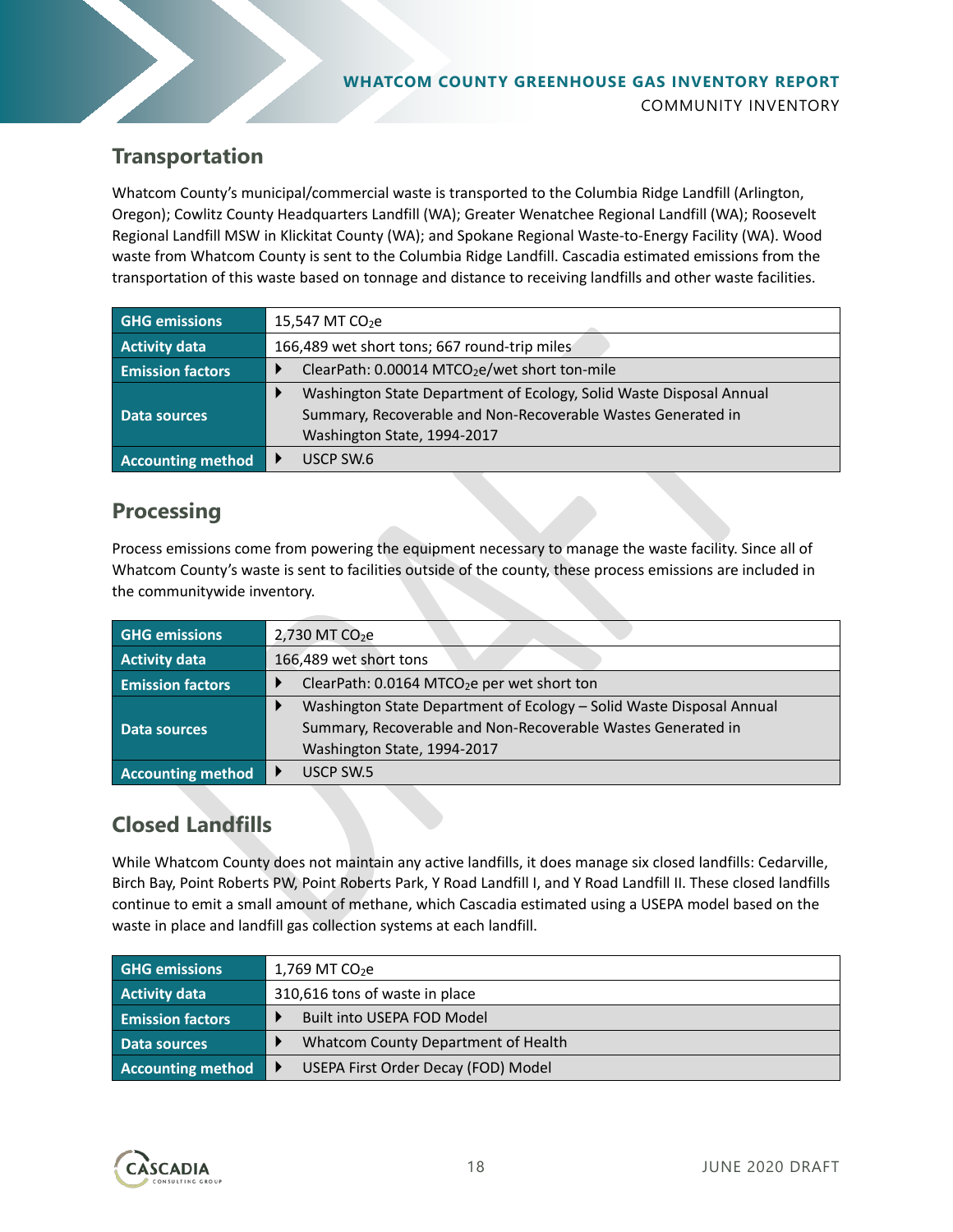## Transportation

Whatcom County's municipal/commercial waste is transported to the Columbia Ridge Landfill (Arlington, Oregon); Cowlitz County Headquarters Landfill (WA); Greater Wenatchee Regional Landfill (WA); Roosevelt Regional Landfill MSW in Klickitat County (WA); and Spokane Regional Waste-to-Energy Facility (WA). Wood waste from Whatcom County is sent to the Columbia Ridge Landfill. Cascadia estimated emissions from the transportation of this waste based on tonnage and distance to receiving landfills and other waste facilities.

| | |
|---|---|
| **GHG emissions** | 15,547 MT $CO_2e$ |
| **Activity data** | 166,489 wet short tons; 667 round-trip miles |
| **Emission factors** | ClearPath: 0.00014 $MTCO_2e$/wet short ton-mile |
| **Data sources** | Washington State Department of Ecology, Solid Waste Disposal Annual Summary, Recoverable and Non-Recoverable Wastes Generated in Washington State, 1994-2017 |
| **Accounting method** | USCP SW.6 |

## Processing

Process emissions come from powering the equipment necessary to manage the waste facility. Since all of Whatcom County's waste is sent to facilities outside of the county, these process emissions are included in the communitywide inventory.

| | |
|---|---|
| **GHG emissions** | 2,730 MT $CO_2e$ |
| **Activity data** | 166,489 wet short tons |
| **Emission factors** | ClearPath: 0.0164 $MTCO_2e$ per wet short ton |
| **Data sources** | Washington State Department of Ecology – Solid Waste Disposal Annual Summary, Recoverable and Non-Recoverable Wastes Generated in Washington State, 1994-2017 |
| **Accounting method** | USCP SW.5 |

## Closed Landfills

While Whatcom County does not maintain any active landfills, it does manage six closed landfills: Cedarville, Birch Bay, Point Roberts PW, Point Roberts Park, Y Road Landfill I, and Y Road Landfill II. These closed landfills continue to emit a small amount of methane, which Cascadia estimated using a USEPA model based on the waste in place and landfill gas collection systems at each landfill.

| | |
|---|---|
| **GHG emissions** | 1,769 MT $CO_2e$ |
| **Activity data** | 310,616 tons of waste in place |
| **Emission factors** | Built into USEPA FOD Model |
| **Data sources** | Whatcom County Department of Health |
| **Accounting method** | USEPA First Order Decay (FOD) Model |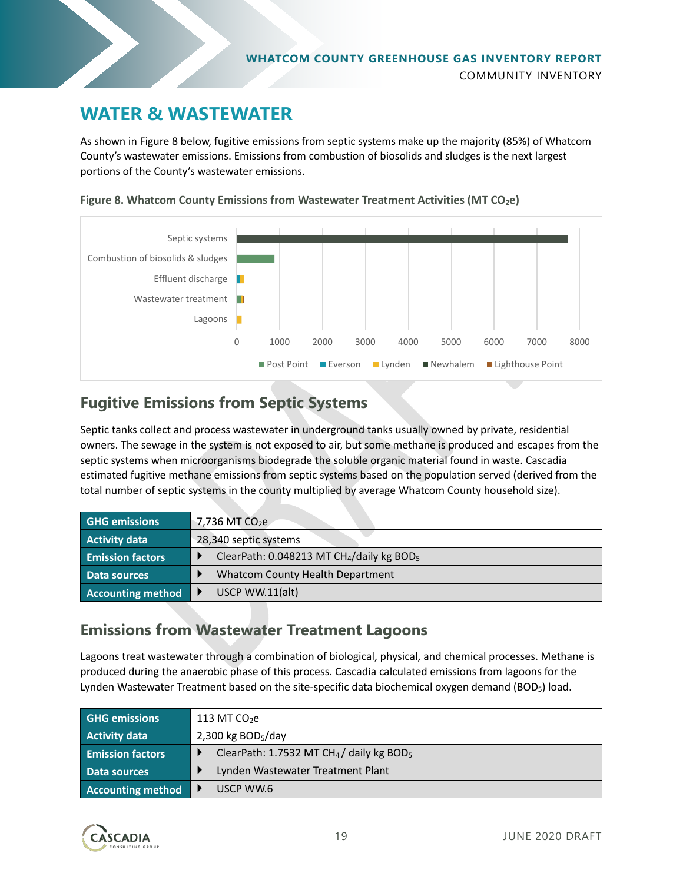## WATER & WASTEWATER

As shown in Figure 8 below, fugitive emissions from septic systems make up the majority (85%) of Whatcom County's wastewater emissions. Emissions from combustion of biosolids and sludges is the next largest portions of the County's wastewater emissions.

**Figure 8. Whatcom County Emissions from Wastewater Treatment Activities (MT $CO_2e$)**

### Fugitive Emissions from Septic Systems

Septic tanks collect and process wastewater in underground tanks usually owned by private, residential owners. The sewage in the system is not exposed to air, but some methane is produced and escapes from the septic systems when microorganisms biodegrade the soluble organic material found in waste. Cascadia estimated fugitive methane emissions from septic systems based on the population served (derived from the total number of septic systems in the county multiplied by average Whatcom County household size).

| | |
|---|---|
| **GHG emissions** | 7,736 MT $CO_2e$ |
| **Activity data** | 28,340 septic systems |
| **Emission factors** | ClearPath: 0.048213 MT $CH_4$/daily kg $BOD_5$ |
| **Data sources** | Whatcom County Health Department |
| **Accounting method** | USCP WW.11(alt) |

### Emissions from Wastewater Treatment Lagoons

Lagoons treat wastewater through a combination of biological, physical, and chemical processes. Methane is produced during the anaerobic phase of this process. Cascadia calculated emissions from lagoons for the Lynden Wastewater Treatment based on the site-specific data biochemical oxygen demand ($BOD_5$) load.

| | |
|---|---|
| **GHG emissions** | 113 MT $CO_2e$ |
| **Activity data** | 2,300 kg $BOD_5$/day |
| **Emission factors** | ClearPath: 1.7532 MT $CH_4$ / daily kg $BOD_5$ |
| **Data sources** | Lynden Wastewater Treatment Plant |
| **Accounting method** | USCP WW.6 |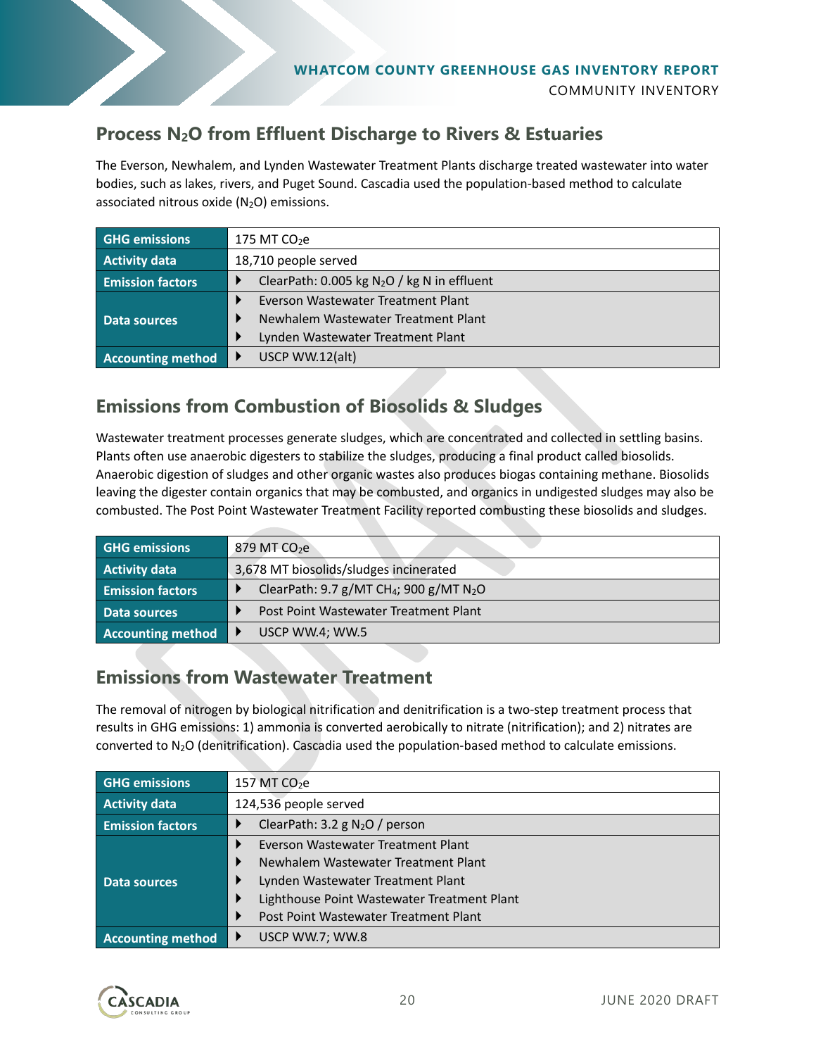## Process $N_2O$ from Effluent Discharge to Rivers & Estuaries

The Everson, Newhalem, and Lynden Wastewater Treatment Plants discharge treated wastewater into water bodies, such as lakes, rivers, and Puget Sound. Cascadia used the population-based method to calculate associated nitrous oxide ($N_2O$) emissions.

| | |
|---|---|
| **GHG emissions** | 175 MT $CO_2e$ |
| **Activity data** | 18,710 people served |
| **Emission factors** | ClearPath: 0.005 kg $N_2O$ / kg N in effluent |
| **Data sources** | Everson Wastewater Treatment Plant<br>Newhalem Wastewater Treatment Plant<br>Lynden Wastewater Treatment Plant |
| **Accounting method** | USCP WW.12(alt) |

## Emissions from Combustion of Biosolids & Sludges

Wastewater treatment processes generate sludges, which are concentrated and collected in settling basins. Plants often use anaerobic digesters to stabilize the sludges, producing a final product called biosolids. Anaerobic digestion of sludges and other organic wastes also produces biogas containing methane. Biosolids leaving the digester contain organics that may be combusted, and organics in undigested sludges may also be combusted. The Post Point Wastewater Treatment Facility reported combusting these biosolids and sludges.

| | |
|---|---|
| **GHG emissions** | 879 MT $CO_2e$ |
| **Activity data** | 3,678 MT biosolids/sludges incinerated |
| **Emission factors** | ClearPath: 9.7 g/MT $CH_4$; 900 g/MT $N_2O$ |
| **Data sources** | Post Point Wastewater Treatment Plant |
| **Accounting method** | USCP WW.4; WW.5 |

## Emissions from Wastewater Treatment

The removal of nitrogen by biological nitrification and denitrification is a two-step treatment process that results in GHG emissions: 1) ammonia is converted aerobically to nitrate (nitrification); and 2) nitrates are converted to $N_2O$ (denitrification). Cascadia used the population-based method to calculate emissions.

| | |
|---|---|
| **GHG emissions** | 157 MT $CO_2e$ |
| **Activity data** | 124,536 people served |
| **Emission factors** | ClearPath: 3.2 g $N_2O$ / person |
| **Data sources** | Everson Wastewater Treatment Plant<br>Newhalem Wastewater Treatment Plant<br>Lynden Wastewater Treatment Plant<br>Lighthouse Point Wastewater Treatment Plant<br>Post Point Wastewater Treatment Plant |
| **Accounting method** | USCP WW.7; WW.8 |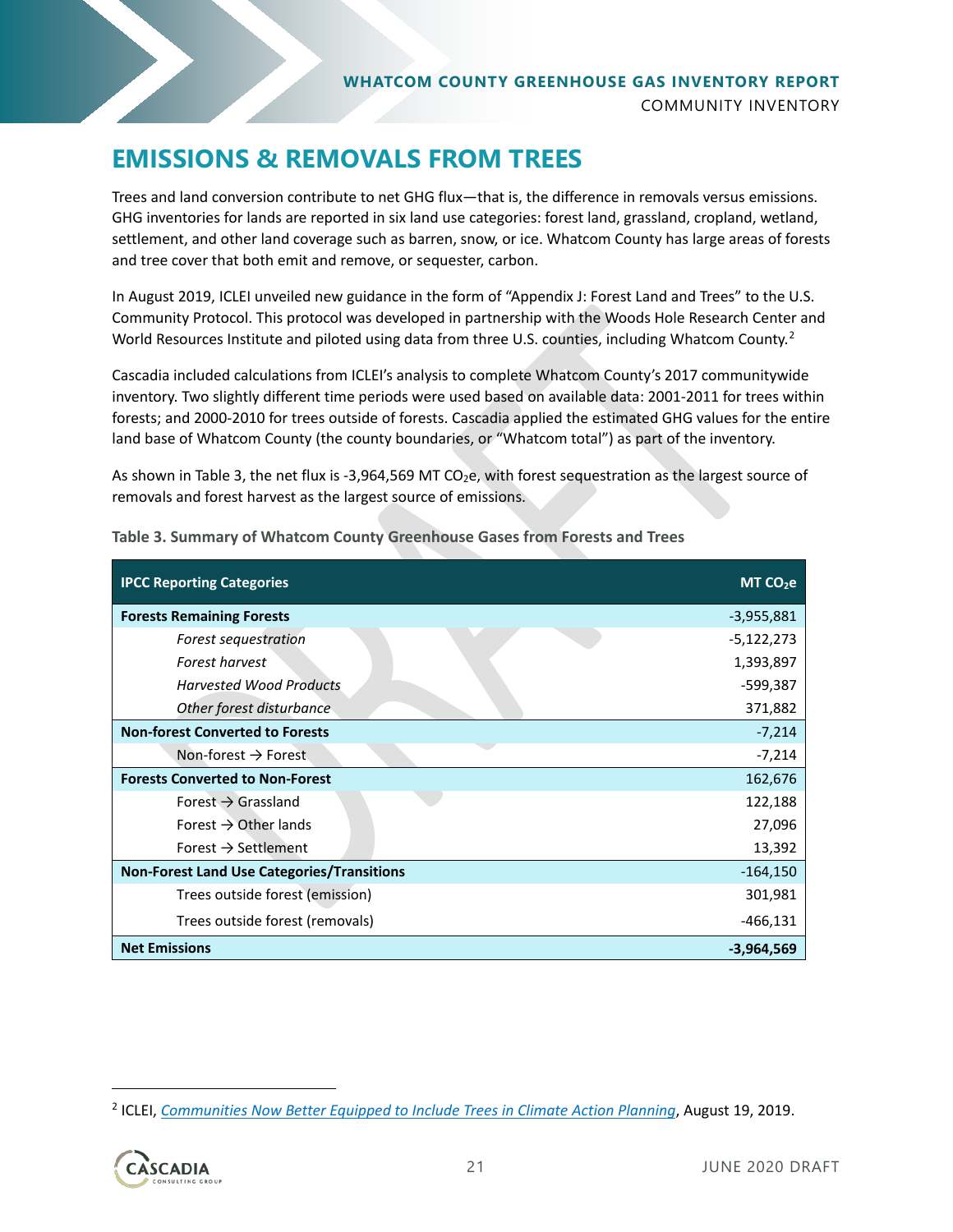# EMISSIONS & REMOVALS FROM TREES

Trees and land conversion contribute to net GHG flux—that is, the difference in removals versus emissions. GHG inventories for lands are reported in six land use categories: forest land, grassland, cropland, wetland, settlement, and other land coverage such as barren, snow, or ice. Whatcom County has large areas of forests and tree cover that both emit and remove, or sequester, carbon.

In August 2019, ICLEI unveiled new guidance in the form of "Appendix J: Forest Land and Trees" to the U.S. Community Protocol. This protocol was developed in partnership with the Woods Hole Research Center and World Resources Institute and piloted using data from three U.S. counties, including Whatcom County.[2]

Cascadia included calculations from ICLEI's analysis to complete Whatcom County's 2017 communitywide inventory. Two slightly different time periods were used based on available data: 2001-2011 for trees within forests; and 2000-2010 for trees outside of forests. Cascadia applied the estimated GHG values for the entire land base of Whatcom County (the county boundaries, or "Whatcom total") as part of the inventory.

As shown in Table 3, the net flux is -3,964,569 MT $CO_2e$, with forest sequestration as the largest source of removals and forest harvest as the largest source of emissions.

**Table 3. Summary of Whatcom County Greenhouse Gases from Forests and Trees**

| IPCC Reporting Categories | MT $CO_2e$ |
|---|---|
| **Forests Remaining Forests** | -3,955,881 |
| *Forest sequestration* | -5,122,273 |
| *Forest harvest* | 1,393,897 |
| *Harvested Wood Products* | -599,387 |
| *Other forest disturbance* | 371,882 |
| **Non-forest Converted to Forests** | -7,214 |
| Non-forest → Forest | -7,214 |
| **Forests Converted to Non-Forest** | 162,676 |
| Forest → Grassland | 122,188 |
| Forest → Other lands | 27,096 |
| Forest → Settlement | 13,392 |
| **Non-Forest Land Use Categories/Transitions** | -164,150 |
| Trees outside forest (emission) | 301,981 |
| Trees outside forest (removals) | -466,131 |
| **Net Emissions** | **-3,964,569** |

[2] ICLEI, *Communities Now Better Equipped to Include Trees in Climate Action Planning*, August 19, 2019.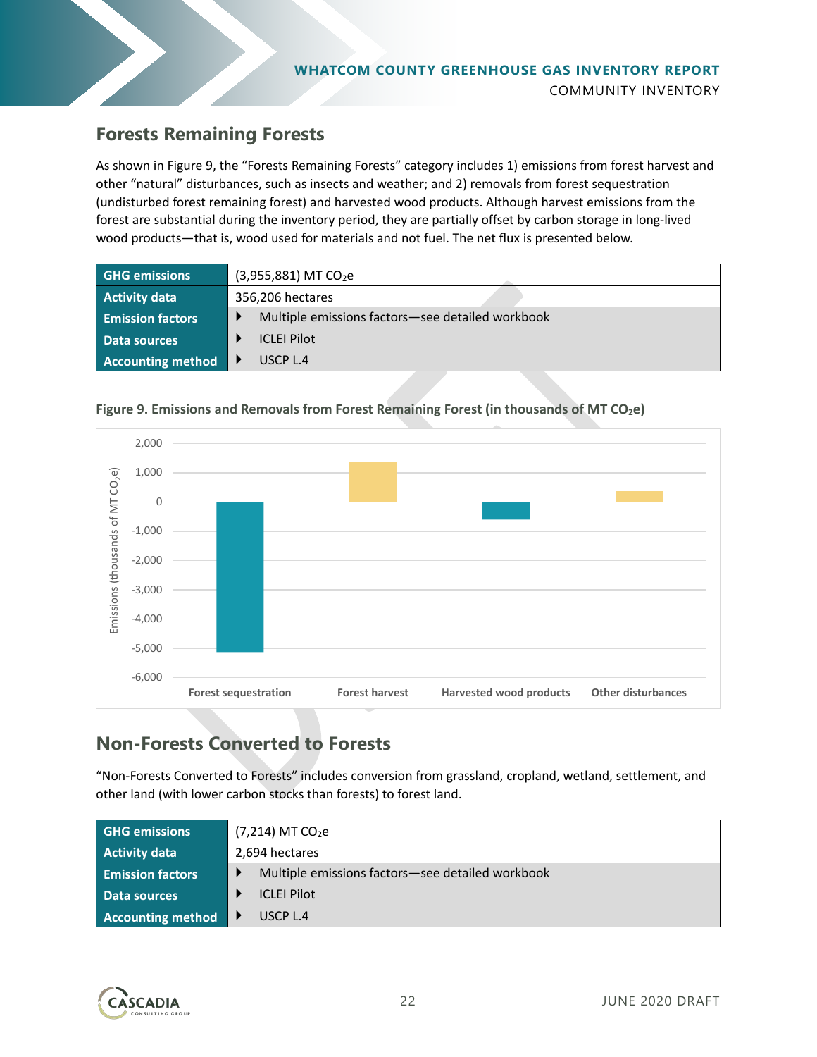## Forests Remaining Forests

As shown in Figure 9, the "Forests Remaining Forests" category includes 1) emissions from forest harvest and other "natural" disturbances, such as insects and weather; and 2) removals from forest sequestration (undisturbed forest remaining forest) and harvested wood products. Although harvest emissions from the forest are substantial during the inventory period, they are partially offset by carbon storage in long-lived wood products—that is, wood used for materials and not fuel. The net flux is presented below.

| GHG emissions | (3,955,881) MT $CO_2e$ |
|---|---|
| Activity data | 356,206 hectares |
| Emission factors | Multiple emissions factors—see detailed workbook |
| Data sources | ICLEI Pilot |
| Accounting method | USCP L.4 |

**Figure 9. Emissions and Removals from Forest Remaining Forest (in thousands of MT $CO_2e$)**

## Non-Forests Converted to Forests

"Non-Forests Converted to Forests" includes conversion from grassland, cropland, wetland, settlement, and other land (with lower carbon stocks than forests) to forest land.

| GHG emissions | (7,214) MT $CO_2e$ |
|---|---|
| Activity data | 2,694 hectares |
| Emission factors | Multiple emissions factors—see detailed workbook |
| Data sources | ICLEI Pilot |
| Accounting method | USCP L.4 |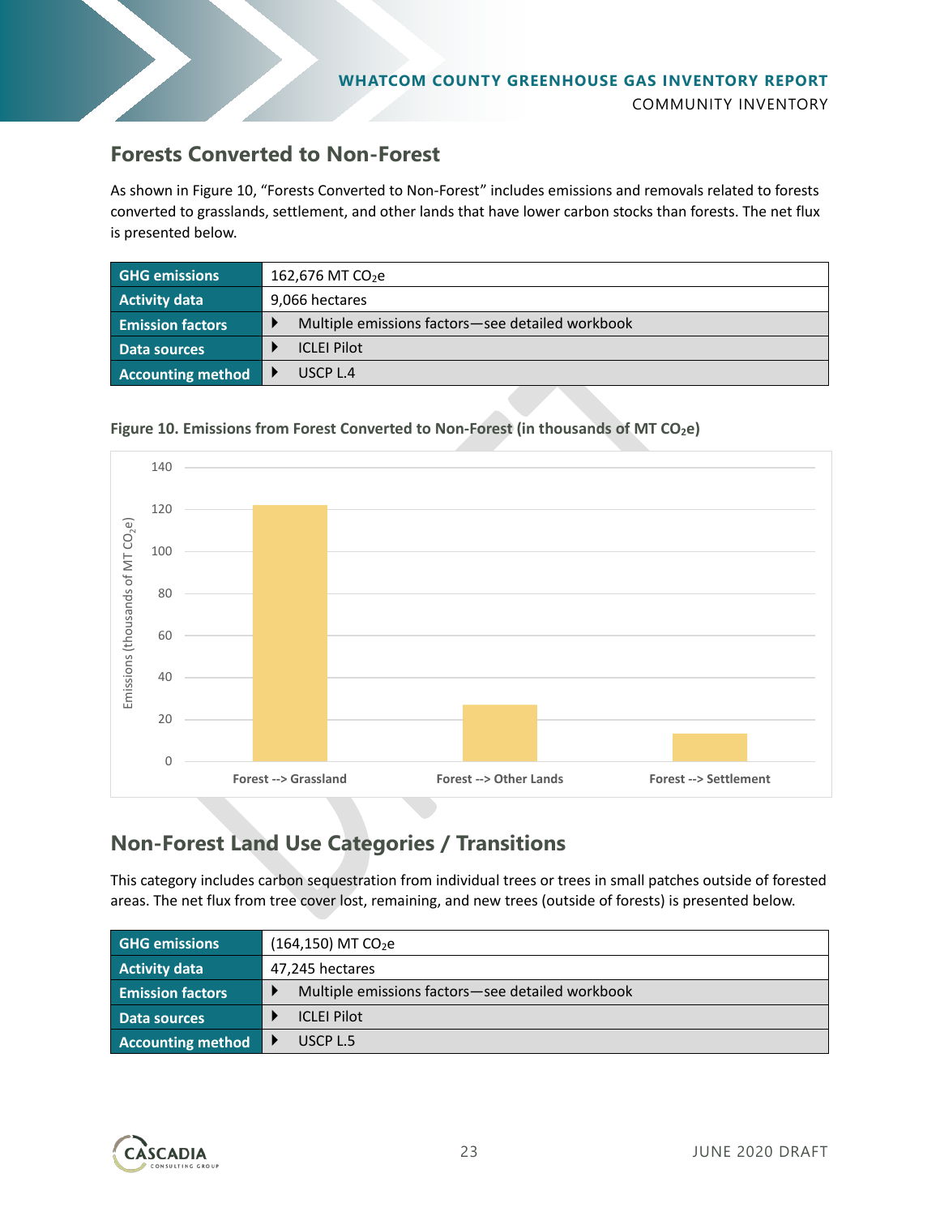## Forests Converted to Non-Forest

As shown in Figure 10, “Forests Converted to Non-Forest” includes emissions and removals related to forests converted to grasslands, settlement, and other lands that have lower carbon stocks than forests. The net flux is presented below.

| **GHG emissions** | 162,676 MT $CO_2e$ |
|---|---|
| **Activity data** | 9,066 hectares |
| **Emission factors** | Multiple emissions factors—see detailed workbook |
| **Data sources** | ICLEI Pilot |
| **Accounting method** | USCP L.4 |

**Figure 10. Emissions from Forest Converted to Non-Forest (in thousands of MT $CO_2e$)**

## Non-Forest Land Use Categories / Transitions

This category includes carbon sequestration from individual trees or trees in small patches outside of forested areas. The net flux from tree cover lost, remaining, and new trees (outside of forests) is presented below.

| **GHG emissions** | (164,150) MT $CO_2e$ |
|---|---|
| **Activity data** | 47,245 hectares |
| **Emission factors** | Multiple emissions factors—see detailed workbook |
| **Data sources** | ICLEI Pilot |
| **Accounting method** | USCP L.5 |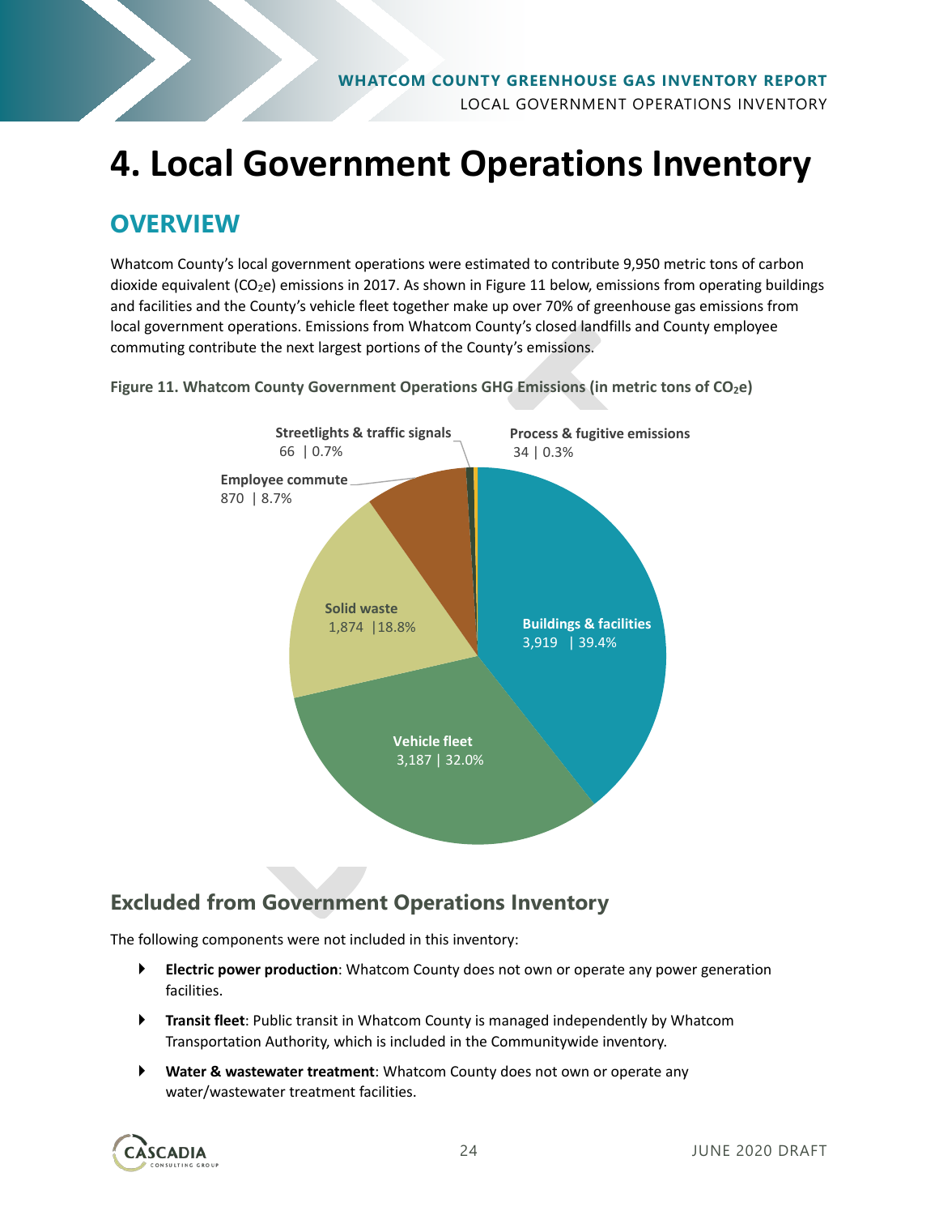# 4. Local Government Operations Inventory

## OVERVIEW

Whatcom County's local government operations were estimated to contribute 9,950 metric tons of carbon dioxide equivalent ($CO_2e$) emissions in 2017. As shown in Figure 11 below, emissions from operating buildings and facilities and the County's vehicle fleet together make up over 70% of greenhouse gas emissions from local government operations. Emissions from Whatcom County's closed landfills and County employee commuting contribute the next largest portions of the County's emissions.

**Figure 11. Whatcom County Government Operations GHG Emissions (in metric tons of $CO_2e$)**

| Category | Metric tons $CO_2e$ | Share |
|---|---|---|
| Buildings & facilities | 3,919 | 39.4% |
| Vehicle fleet | 3,187 | 32.0% |
| Solid waste | 1,874 | 18.8% |
| Employee commute | 870 | 8.7% |
| Streetlights & traffic signals | 66 | 0.7% |
| Process & fugitive emissions | 34 | 0.3% |

### Excluded from Government Operations Inventory

The following components were not included in this inventory:

- **Electric power production**: Whatcom County does not own or operate any power generation facilities.
- **Transit fleet**: Public transit in Whatcom County is managed independently by Whatcom Transportation Authority, which is included in the Communitywide inventory.
- **Water & wastewater treatment**: Whatcom County does not own or operate any water/wastewater treatment facilities.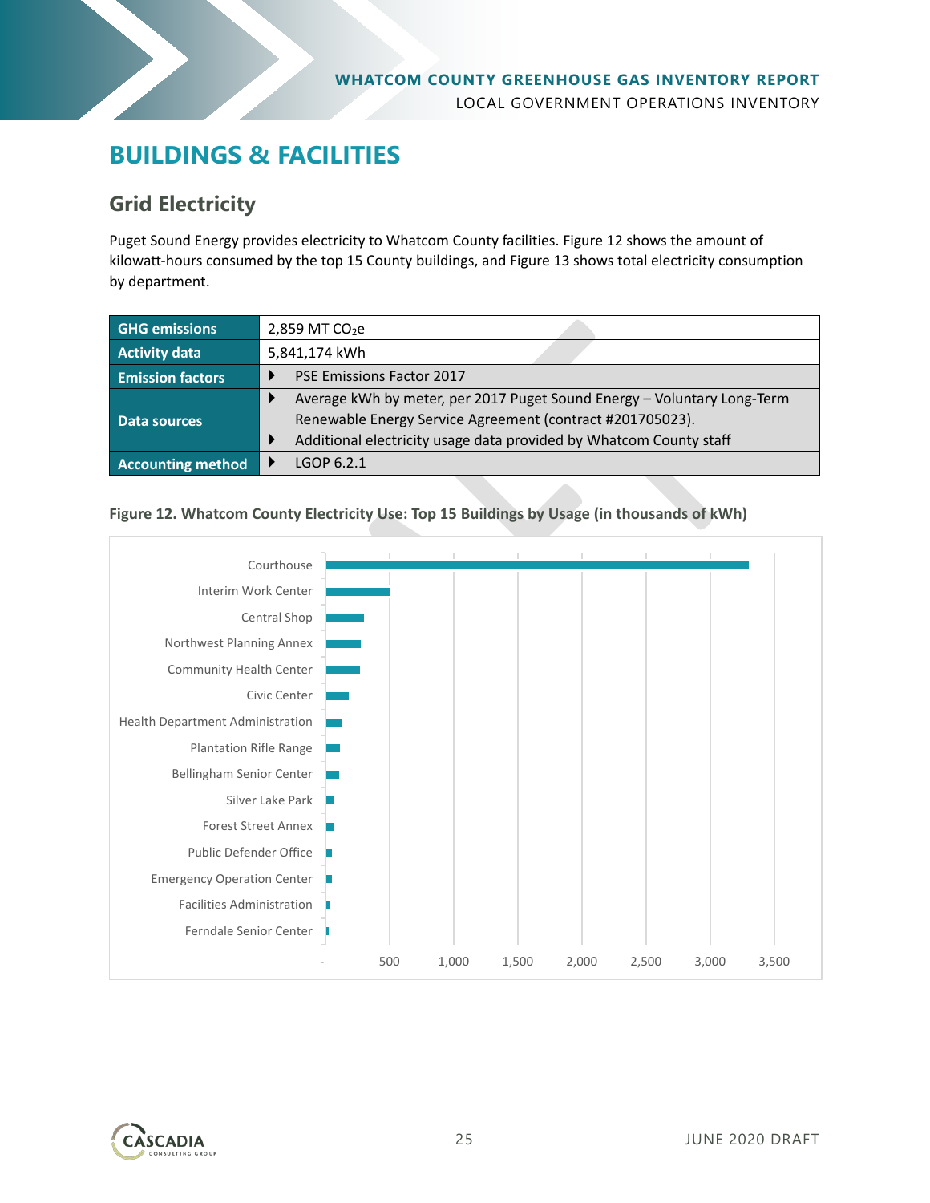# BUILDINGS & FACILITIES

## Grid Electricity

Puget Sound Energy provides electricity to Whatcom County facilities. Figure 12 shows the amount of kilowatt-hours consumed by the top 15 County buildings, and Figure 13 shows total electricity consumption by department.

| | |
|---|---|
| **GHG emissions** | 2,859 MT $CO_2e$ |
| **Activity data** | 5,841,174 kWh |
| **Emission factors** | ▶ PSE Emissions Factor 2017 |
| **Data sources** | ▶ Average kWh by meter, per 2017 Puget Sound Energy – Voluntary Long-Term Renewable Energy Service Agreement (contract #201705023).<br>▶ Additional electricity usage data provided by Whatcom County staff |
| **Accounting method** | ▶ LGOP 6.2.1 |

**Figure 12. Whatcom County Electricity Use: Top 15 Buildings by Usage (in thousands of kWh)**

| Building | Approx. usage (thousands of kWh) |
|---|---|
| Courthouse | ~3,300 |
| Interim Work Center | ~500 |
| Central Shop | ~300 |
| Northwest Planning Annex | ~270 |
| Community Health Center | ~260 |
| Civic Center | ~180 |
| Health Department Administration | ~120 |
| Plantation Rifle Range | ~110 |
| Bellingham Senior Center | ~100 |
| Silver Lake Park | ~60 |
| Forest Street Annex | ~55 |
| Public Defender Office | ~45 |
| Emergency Operation Center | ~45 |
| Facilities Administration | ~25 |
| Ferndale Senior Center | ~20 |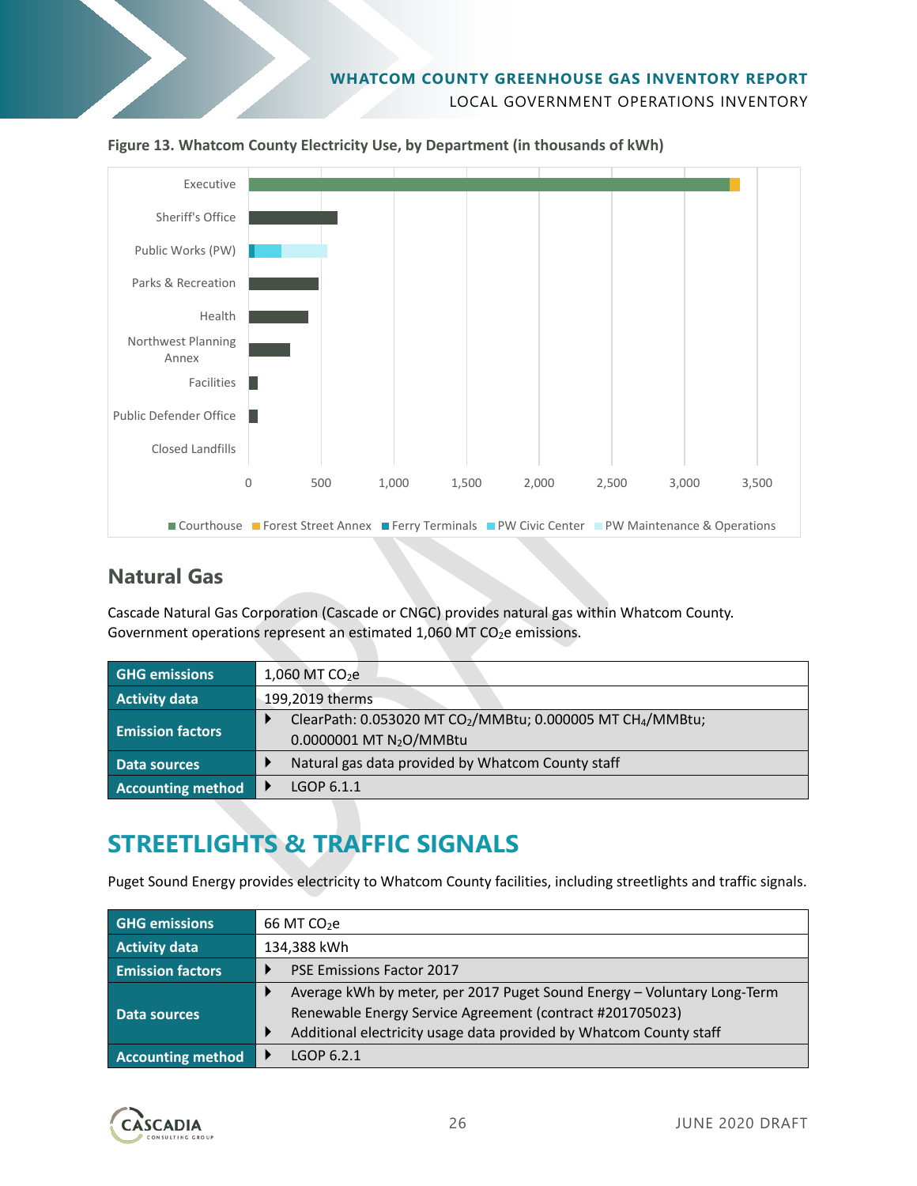**Figure 13. Whatcom County Electricity Use, by Department (in thousands of kWh)**

## Natural Gas

Cascade Natural Gas Corporation (Cascade or CNGC) provides natural gas within Whatcom County. Government operations represent an estimated 1,060 MT $CO_2$e emissions.

| | |
|---|---|
| **GHG emissions** | 1,060 MT $CO_2$e |
| **Activity data** | 199,2019 therms |
| **Emission factors** | ClearPath: 0.053020 MT $CO_2$/MMBtu; 0.000005 MT $CH_4$/MMBtu; 0.0000001 MT $N_2O$/MMBtu |
| **Data sources** | Natural gas data provided by Whatcom County staff |
| **Accounting method** | LGOP 6.1.1 |

# STREETLIGHTS & TRAFFIC SIGNALS

Puget Sound Energy provides electricity to Whatcom County facilities, including streetlights and traffic signals.

| | |
|---|---|
| **GHG emissions** | 66 MT $CO_2$e |
| **Activity data** | 134,388 kWh |
| **Emission factors** | PSE Emissions Factor 2017 |
| **Data sources** | Average kWh by meter, per 2017 Puget Sound Energy – Voluntary Long-Term Renewable Energy Service Agreement (contract #201705023)<br>Additional electricity usage data provided by Whatcom County staff |
| **Accounting method** | LGOP 6.2.1 |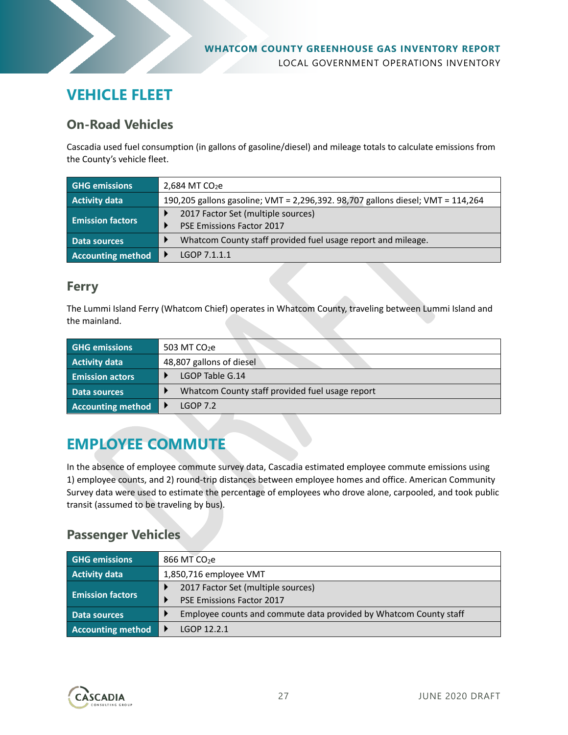# VEHICLE FLEET

## On-Road Vehicles

Cascadia used fuel consumption (in gallons of gasoline/diesel) and mileage totals to calculate emissions from the County's vehicle fleet.

| GHG emissions | 2,684 MT $CO_2e$ |
|---|---|
| Activity data | 190,205 gallons gasoline; VMT = 2,296,392. 98,707 gallons diesel; VMT = 114,264 |
| Emission factors | ▸ 2017 Factor Set (multiple sources)<br>▸ PSE Emissions Factor 2017 |
| Data sources | ▸ Whatcom County staff provided fuel usage report and mileage. |
| Accounting method | ▸ LGOP 7.1.1.1 |

## Ferry

The Lummi Island Ferry (Whatcom Chief) operates in Whatcom County, traveling between Lummi Island and the mainland.

| GHG emissions | 503 MT $CO_2e$ |
|---|---|
| Activity data | 48,807 gallons of diesel |
| Emission actors | ▸ LGOP Table G.14 |
| Data sources | ▸ Whatcom County staff provided fuel usage report |
| Accounting method | ▸ LGOP 7.2 |

# EMPLOYEE COMMUTE

In the absence of employee commute survey data, Cascadia estimated employee commute emissions using 1) employee counts, and 2) round-trip distances between employee homes and office. American Community Survey data were used to estimate the percentage of employees who drove alone, carpooled, and took public transit (assumed to be traveling by bus).

## Passenger Vehicles

| GHG emissions | 866 MT $CO_2e$ |
|---|---|
| Activity data | 1,850,716 employee VMT |
| Emission factors | ▸ 2017 Factor Set (multiple sources)<br>▸ PSE Emissions Factor 2017 |
| Data sources | ▸ Employee counts and commute data provided by Whatcom County staff |
| Accounting method | ▸ LGOP 12.2.1 |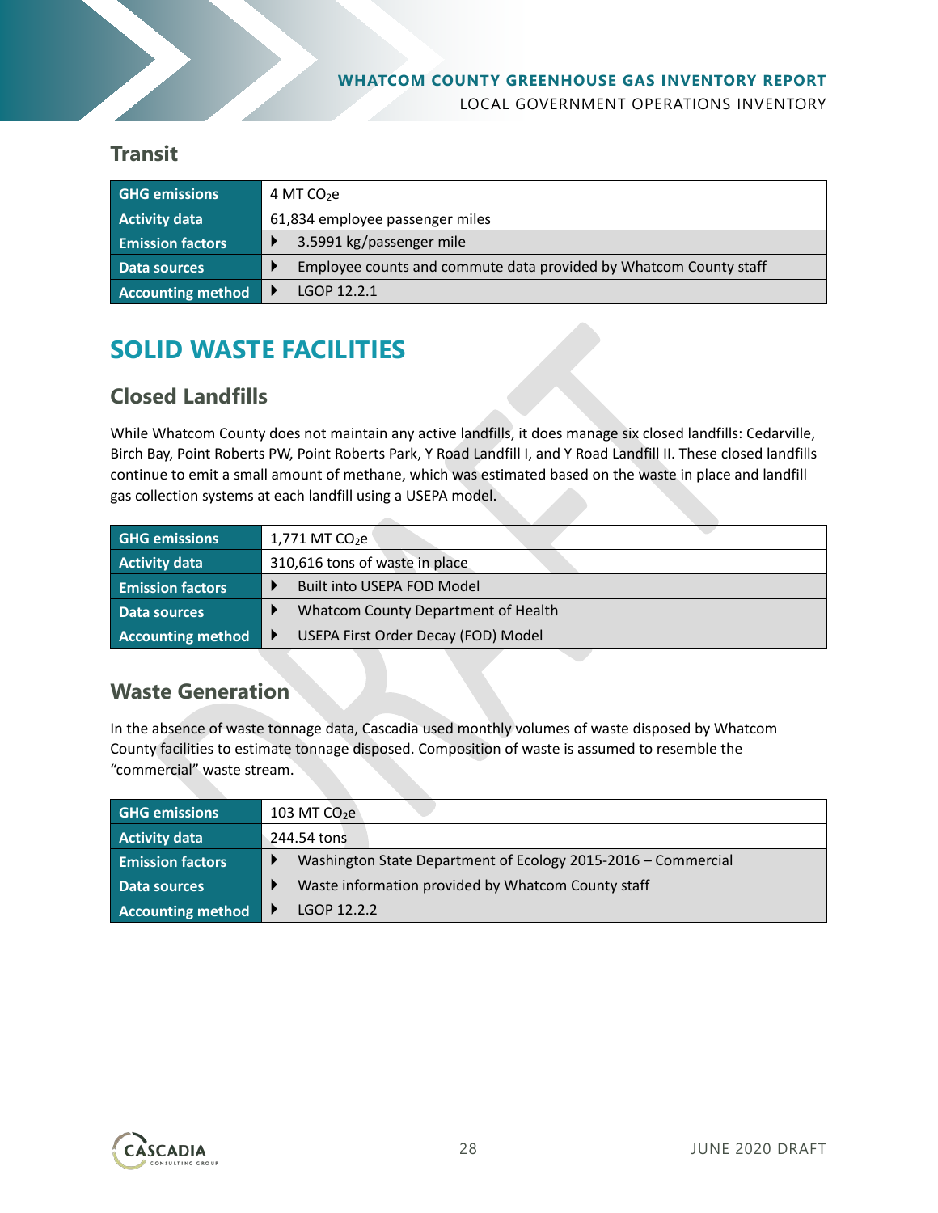### Transit

| GHG emissions | 4 MT $CO_2e$ |
|---|---|
| Activity data | 61,834 employee passenger miles |
| Emission factors | 3.5991 kg/passenger mile |
| Data sources | Employee counts and commute data provided by Whatcom County staff |
| Accounting method | LGOP 12.2.1 |

## SOLID WASTE FACILITIES

### Closed Landfills

While Whatcom County does not maintain any active landfills, it does manage six closed landfills: Cedarville, Birch Bay, Point Roberts PW, Point Roberts Park, Y Road Landfill I, and Y Road Landfill II. These closed landfills continue to emit a small amount of methane, which was estimated based on the waste in place and landfill gas collection systems at each landfill using a USEPA model.

| GHG emissions | 1,771 MT $CO_2e$ |
|---|---|
| Activity data | 310,616 tons of waste in place |
| Emission factors | Built into USEPA FOD Model |
| Data sources | Whatcom County Department of Health |
| Accounting method | USEPA First Order Decay (FOD) Model |

### Waste Generation

In the absence of waste tonnage data, Cascadia used monthly volumes of waste disposed by Whatcom County facilities to estimate tonnage disposed. Composition of waste is assumed to resemble the "commercial" waste stream.

| GHG emissions | 103 MT $CO_2e$ |
|---|---|
| Activity data | 244.54 tons |
| Emission factors | Washington State Department of Ecology 2015-2016 – Commercial |
| Data sources | Waste information provided by Whatcom County staff |
| Accounting method | LGOP 12.2.2 |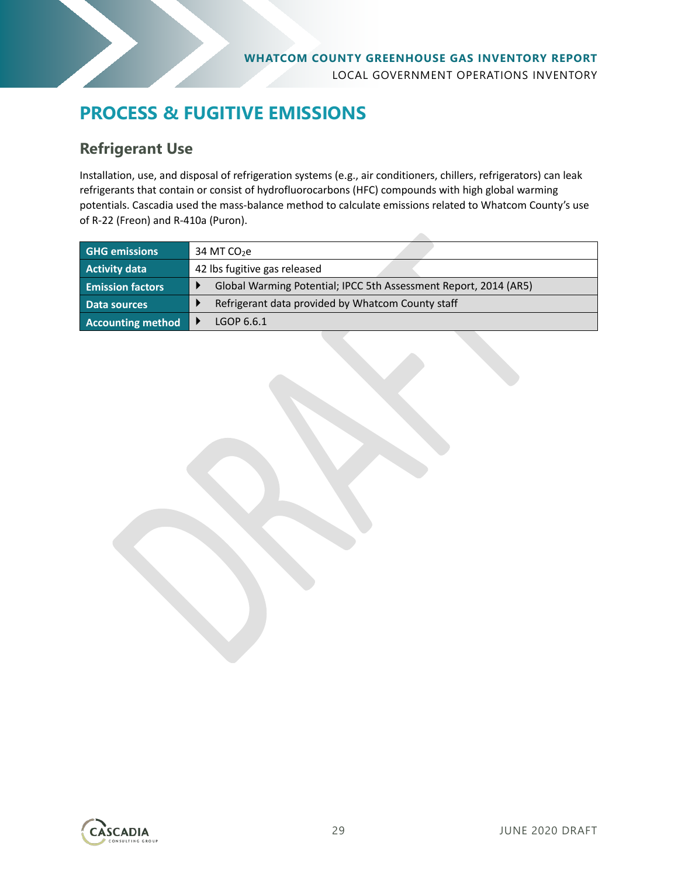# PROCESS & FUGITIVE EMISSIONS

## Refrigerant Use

Installation, use, and disposal of refrigeration systems (e.g., air conditioners, chillers, refrigerators) can leak refrigerants that contain or consist of hydrofluorocarbons (HFC) compounds with high global warming potentials. Cascadia used the mass-balance method to calculate emissions related to Whatcom County's use of R-22 (Freon) and R-410a (Puron).

| | |
|---|---|
| **GHG emissions** | 34 MT $CO_2$e |
| **Activity data** | 42 lbs fugitive gas released |
| **Emission factors** | ▸ Global Warming Potential; IPCC 5th Assessment Report, 2014 (AR5) |
| **Data sources** | ▸ Refrigerant data provided by Whatcom County staff |
| **Accounting method** | ▸ LGOP 6.6.1 |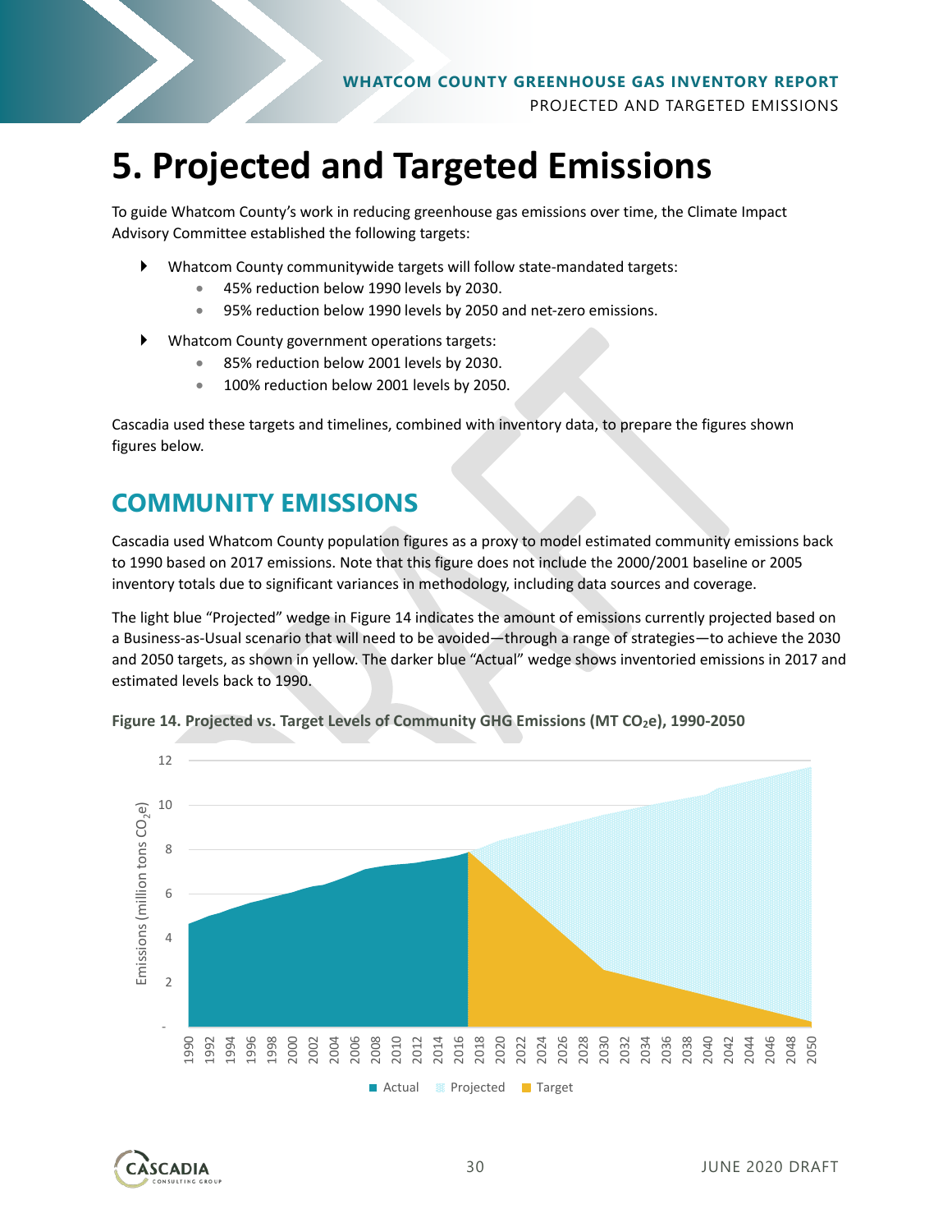# 5. Projected and Targeted Emissions

To guide Whatcom County's work in reducing greenhouse gas emissions over time, the Climate Impact Advisory Committee established the following targets:

- Whatcom County communitywide targets will follow state-mandated targets:
  - 45% reduction below 1990 levels by 2030.
  - 95% reduction below 1990 levels by 2050 and net-zero emissions.
- Whatcom County government operations targets:
  - 85% reduction below 2001 levels by 2030.
  - 100% reduction below 2001 levels by 2050.

Cascadia used these targets and timelines, combined with inventory data, to prepare the figures shown figures below.

## COMMUNITY EMISSIONS

Cascadia used Whatcom County population figures as a proxy to model estimated community emissions back to 1990 based on 2017 emissions. Note that this figure does not include the 2000/2001 baseline or 2005 inventory totals due to significant variances in methodology, including data sources and coverage.

The light blue "Projected" wedge in Figure 14 indicates the amount of emissions currently projected based on a Business-as-Usual scenario that will need to be avoided—through a range of strategies—to achieve the 2030 and 2050 targets, as shown in yellow. The darker blue "Actual" wedge shows inventoried emissions in 2017 and estimated levels back to 1990.

**Figure 14. Projected vs. Target Levels of Community GHG Emissions (MT $CO_2e$), 1990-2050**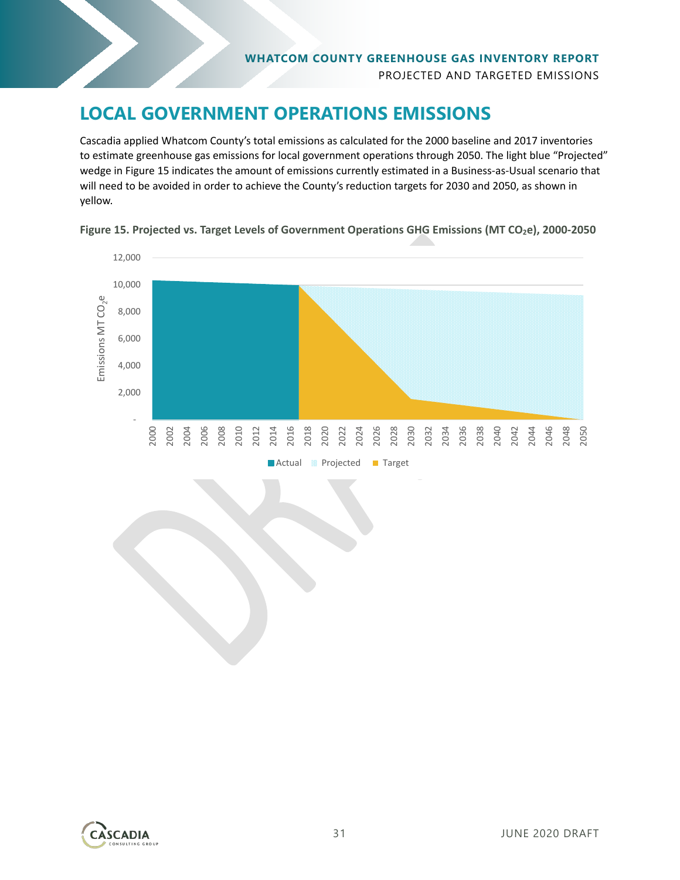# LOCAL GOVERNMENT OPERATIONS EMISSIONS

Cascadia applied Whatcom County's total emissions as calculated for the 2000 baseline and 2017 inventories to estimate greenhouse gas emissions for local government operations through 2050. The light blue "Projected" wedge in Figure 15 indicates the amount of emissions currently estimated in a Business-as-Usual scenario that will need to be avoided in order to achieve the County's reduction targets for 2030 and 2050, as shown in yellow.

**Figure 15. Projected vs. Target Levels of Government Operations GHG Emissions (MT $CO_2e$), 2000-2050**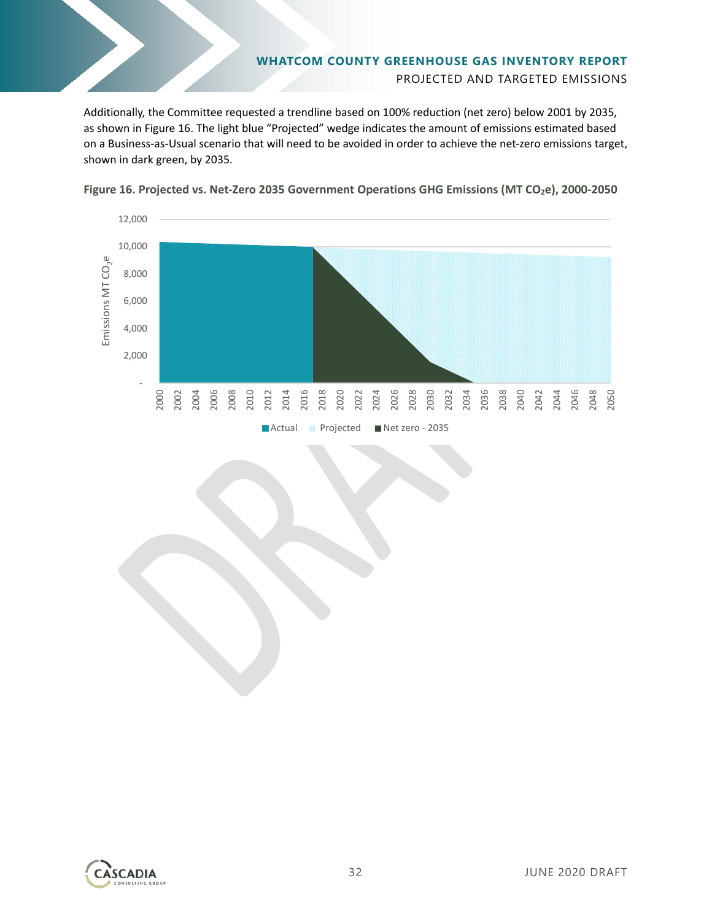Additionally, the Committee requested a trendline based on 100% reduction (net zero) below 2001 by 2035, as shown in Figure 16. The light blue "Projected" wedge indicates the amount of emissions estimated based on a Business-as-Usual scenario that will need to be avoided in order to achieve the net-zero emissions target, shown in dark green, by 2035.

**Figure 16. Projected vs. Net-Zero 2035 Government Operations GHG Emissions (MT $CO_2e$), 2000-2050**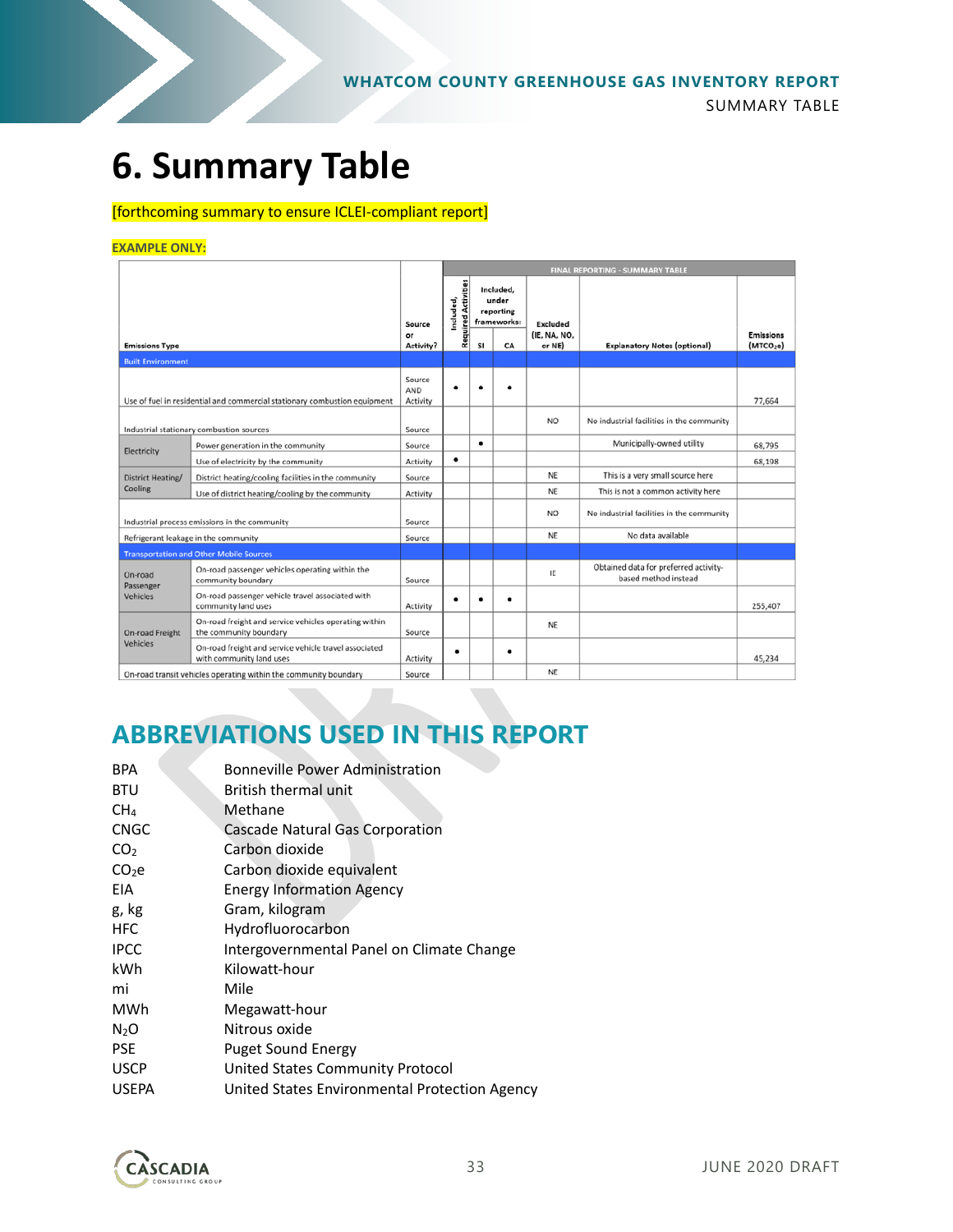# 6. Summary Table

[forthcoming summary to ensure ICLEI-compliant report]

**EXAMPLE ONLY:**

| Emissions Type | | Source or Activity? | Included, Required Activities | Included, under reporting frameworks: SI | Included, under reporting frameworks: CA | Excluded (IE, NA, NO, or NE) | Explanatory Notes (optional) | Emissions ($MTCO_2e$) |
|---|---|---|---|---|---|---|---|---|
| **Built Environment** | | | | | | | | |
| Use of fuel in residential and commercial stationary combustion equipment | | Source AND Activity | • | • | • | | | 77,664 |
| Industrial stationary combustion sources | | Source | | | | NO | No industrial facilities in the community | |
| Electricity | Power generation in the community | Source | | • | | | Municipally-owned utility | 68,795 |
| | Use of electricity by the community | Activity | • | | | | | 68,198 |
| District Heating/ Cooling | District heating/cooling facilities in the community | Source | | | | NE | This is a very small source here | |
| | Use of district heating/cooling by the community | Activity | | | | NE | This is not a common activity here | |
| Industrial process emissions in the community | | Source | | | | NO | No industrial facilities in the community | |
| Refrigerant leakage in the community | | Source | | | | NE | No data available | |
| **Transportation and Other Mobile Sources** | | | | | | | | |
| On-road Passenger Vehicles | On-road passenger vehicles operating within the community boundary | Source | | | | IE | Obtained data for preferred activity-based method instead | |
| | On-road passenger vehicle travel associated with community land uses | Activity | • | • | • | | | 255,407 |
| On-road Freight Vehicles | On-road freight and service vehicles operating within the community boundary | Source | | | | NE | | |
| | On-road freight and service vehicle travel associated with community land uses | Activity | • | | • | | | 45,234 |
| On-road transit vehicles operating within the community boundary | | Source | | | | NE | | |

## ABBREVIATIONS USED IN THIS REPORT

| | |
|---|---|
| BPA | Bonneville Power Administration |
| BTU | British thermal unit |
| $CH_4$ | Methane |
| CNGC | Cascade Natural Gas Corporation |
| $CO_2$ | Carbon dioxide |
| $CO_2e$ | Carbon dioxide equivalent |
| EIA | Energy Information Agency |
| g, kg | Gram, kilogram |
| HFC | Hydrofluorocarbon |
| IPCC | Intergovernmental Panel on Climate Change |
| kWh | Kilowatt-hour |
| mi | Mile |
| MWh | Megawatt-hour |
| $N_2O$ | Nitrous oxide |
| PSE | Puget Sound Energy |
| USCP | United States Community Protocol |
| USEPA | United States Environmental Protection Agency |